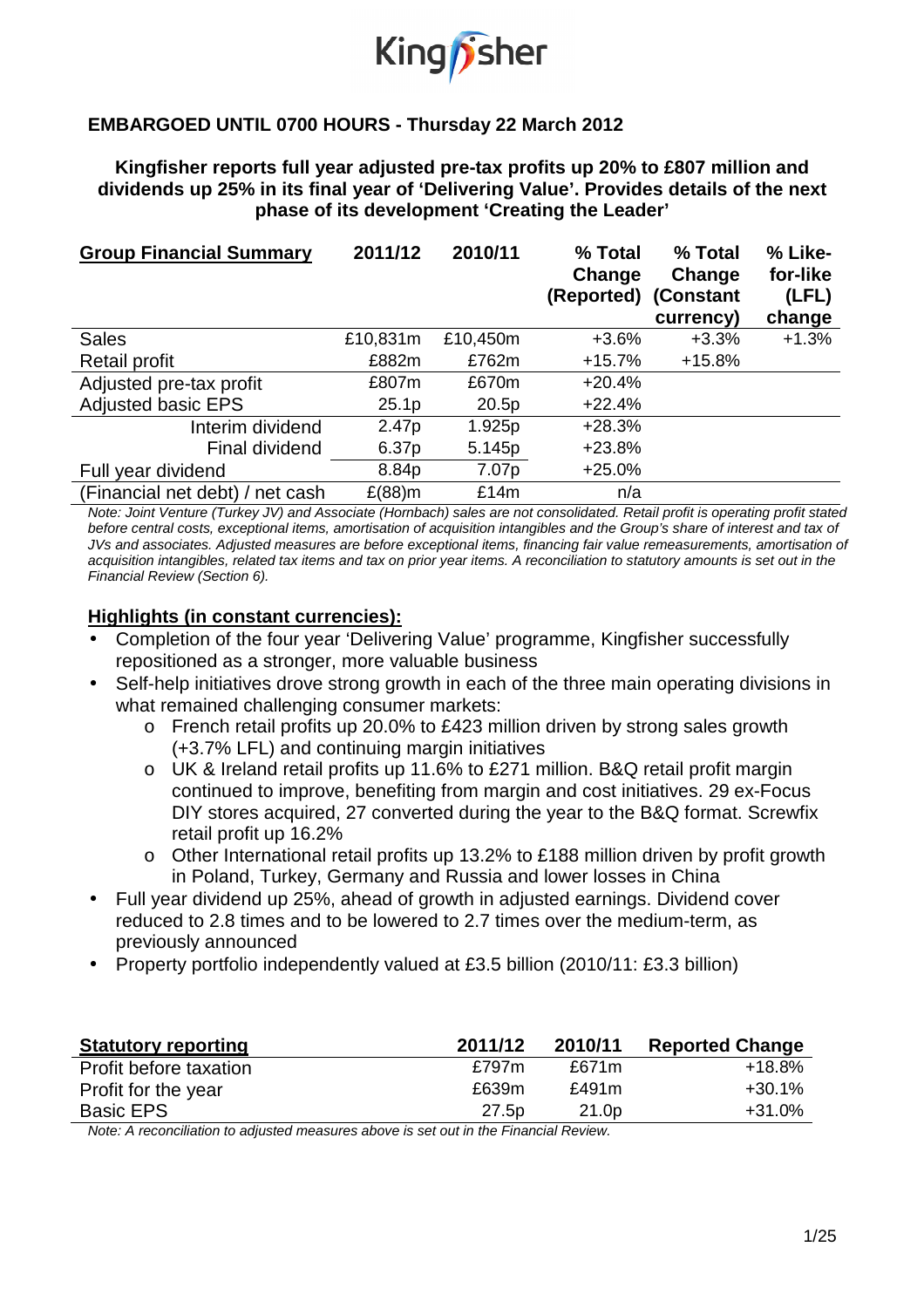Kingfisher

**EMBARGOED UNTIL 0700 HOURS - Thursday 22 March 2012**

**Kingfisher reports full year adjusted pre-tax profits up 20% to £807 million and dividends up 25% in its final year of 'Delivering Value'. Provides details of the next phase of its development 'Creating the Leader'**

| Group Financial Summary | 2011/12 | 2010/11 | % Total Change (Reported) | % Total Change (Constant currency) | % Like-for-like (LFL) change |
|---|---|---|---|---|---|
| Sales | £10,831m | £10,450m | +3.6% | +3.3% | +1.3% |
| Retail profit | £882m | £762m | +15.7% | +15.8% | |
| Adjusted pre-tax profit | £807m | £670m | +20.4% | | |
| Adjusted basic EPS | 25.1p | 20.5p | +22.4% | | |
| Interim dividend | 2.47p | 1.925p | +28.3% | | |
| Final dividend | 6.37p | 5.145p | +23.8% | | |
| Full year dividend | 8.84p | 7.07p | +25.0% | | |
| (Financial net debt) / net cash | £(88)m | £14m | n/a | | |

*Note: Joint Venture (Turkey JV) and Associate (Hornbach) sales are not consolidated. Retail profit is operating profit stated before central costs, exceptional items, amortisation of acquisition intangibles and the Group's share of interest and tax of JVs and associates. Adjusted measures are before exceptional items, financing fair value remeasurements, amortisation of acquisition intangibles, related tax items and tax on prior year items. A reconciliation to statutory amounts is set out in the Financial Review (Section 6).*

**Highlights (in constant currencies):**

- Completion of the four year 'Delivering Value' programme, Kingfisher successfully repositioned as a stronger, more valuable business
- Self-help initiatives drove strong growth in each of the three main operating divisions in what remained challenging consumer markets:
  - French retail profits up 20.0% to £423 million driven by strong sales growth (+3.7% LFL) and continuing margin initiatives
  - UK & Ireland retail profits up 11.6% to £271 million. B&Q retail profit margin continued to improve, benefiting from margin and cost initiatives. 29 ex-Focus DIY stores acquired, 27 converted during the year to the B&Q format. Screwfix retail profit up 16.2%
  - Other International retail profits up 13.2% to £188 million driven by profit growth in Poland, Turkey, Germany and Russia and lower losses in China
- Full year dividend up 25%, ahead of growth in adjusted earnings. Dividend cover reduced to 2.8 times and to be lowered to 2.7 times over the medium-term, as previously announced
- Property portfolio independently valued at £3.5 billion (2010/11: £3.3 billion)

| Statutory reporting | 2011/12 | 2010/11 | Reported Change |
|---|---|---|---|
| Profit before taxation | £797m | £671m | +18.8% |
| Profit for the year | £639m | £491m | +30.1% |
| Basic EPS | 27.5p | 21.0p | +31.0% |

*Note: A reconciliation to adjusted measures above is set out in the Financial Review.*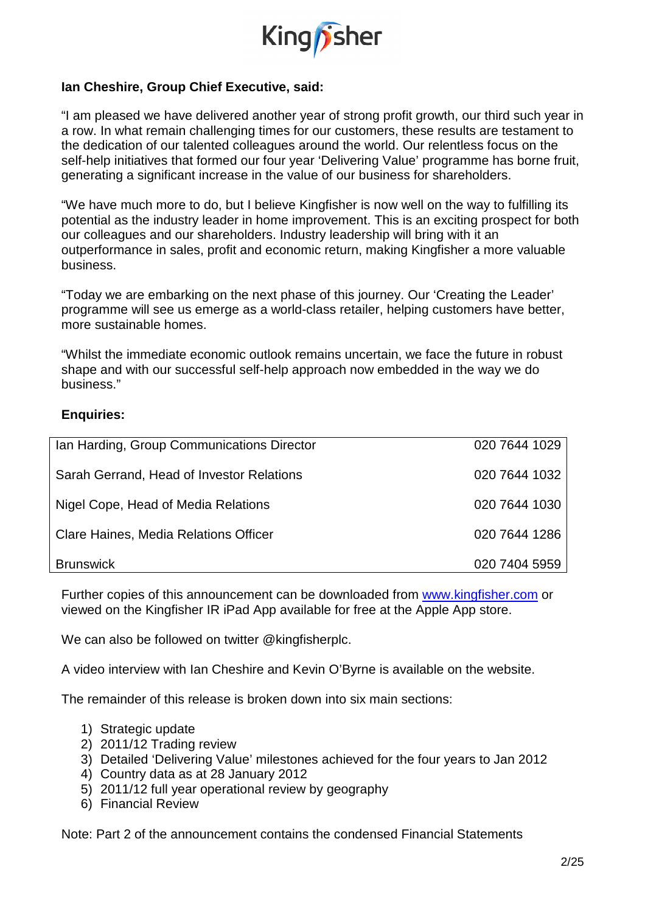**Ian Cheshire, Group Chief Executive, said:**

"I am pleased we have delivered another year of strong profit growth, our third such year in a row. In what remain challenging times for our customers, these results are testament to the dedication of our talented colleagues around the world. Our relentless focus on the self-help initiatives that formed our four year 'Delivering Value' programme has borne fruit, generating a significant increase in the value of our business for shareholders.

"We have much more to do, but I believe Kingfisher is now well on the way to fulfilling its potential as the industry leader in home improvement. This is an exciting prospect for both our colleagues and our shareholders. Industry leadership will bring with it an outperformance in sales, profit and economic return, making Kingfisher a more valuable business.

"Today we are embarking on the next phase of this journey. Our 'Creating the Leader' programme will see us emerge as a world-class retailer, helping customers have better, more sustainable homes.

"Whilst the immediate economic outlook remains uncertain, we face the future in robust shape and with our successful self-help approach now embedded in the way we do business."

**Enquiries:**

| | |
|---|---|
| Ian Harding, Group Communications Director | 020 7644 1029 |
| Sarah Gerrand, Head of Investor Relations | 020 7644 1032 |
| Nigel Cope, Head of Media Relations | 020 7644 1030 |
| Clare Haines, Media Relations Officer | 020 7644 1286 |
| Brunswick | 020 7404 5959 |

Further copies of this announcement can be downloaded from www.kingfisher.com or viewed on the Kingfisher IR iPad App available for free at the Apple App store.

We can also be followed on twitter @kingfisherplc.

A video interview with Ian Cheshire and Kevin O'Byrne is available on the website.

The remainder of this release is broken down into six main sections:

1) Strategic update
2) 2011/12 Trading review
3) Detailed 'Delivering Value' milestones achieved for the four years to Jan 2012
4) Country data as at 28 January 2012
5) 2011/12 full year operational review by geography
6) Financial Review

Note: Part 2 of the announcement contains the condensed Financial Statements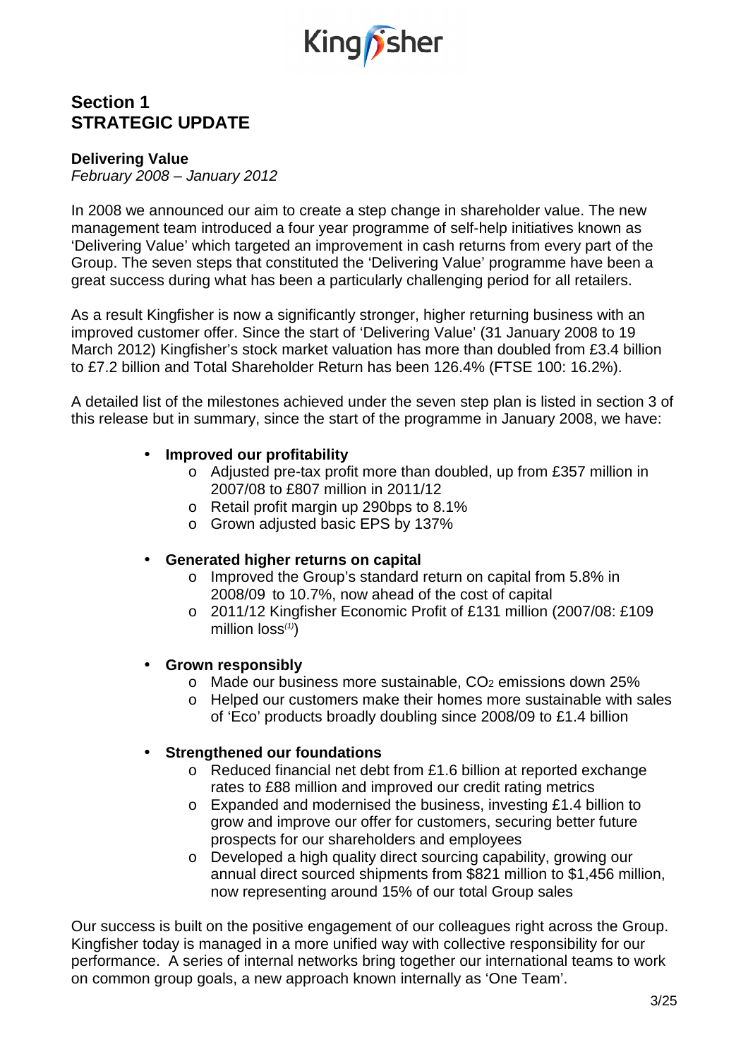## Section 1
## STRATEGIC UPDATE

**Delivering Value**
*February 2008 – January 2012*

In 2008 we announced our aim to create a step change in shareholder value. The new management team introduced a four year programme of self-help initiatives known as 'Delivering Value' which targeted an improvement in cash returns from every part of the Group. The seven steps that constituted the 'Delivering Value' programme have been a great success during what has been a particularly challenging period for all retailers.

As a result Kingfisher is now a significantly stronger, higher returning business with an improved customer offer. Since the start of 'Delivering Value' (31 January 2008 to 19 March 2012) Kingfisher's stock market valuation has more than doubled from £3.4 billion to £7.2 billion and Total Shareholder Return has been 126.4% (FTSE 100: 16.2%).

A detailed list of the milestones achieved under the seven step plan is listed in section 3 of this release but in summary, since the start of the programme in January 2008, we have:

- **Improved our profitability**
  - Adjusted pre-tax profit more than doubled, up from £357 million in 2007/08 to £807 million in 2011/12
  - Retail profit margin up 290bps to 8.1%
  - Grown adjusted basic EPS by 137%

- **Generated higher returns on capital**
  - Improved the Group's standard return on capital from 5.8% in 2008/09 to 10.7%, now ahead of the cost of capital
  - 2011/12 Kingfisher Economic Profit of £131 million (2007/08: £109 million loss[(1)])

- **Grown responsibly**
  - Made our business more sustainable, $CO_2$ emissions down 25%
  - Helped our customers make their homes more sustainable with sales of 'Eco' products broadly doubling since 2008/09 to £1.4 billion

- **Strengthened our foundations**
  - Reduced financial net debt from £1.6 billion at reported exchange rates to £88 million and improved our credit rating metrics
  - Expanded and modernised the business, investing £1.4 billion to grow and improve our offer for customers, securing better future prospects for our shareholders and employees
  - Developed a high quality direct sourcing capability, growing our annual direct sourced shipments from \$821 million to \$1,456 million, now representing around 15% of our total Group sales

Our success is built on the positive engagement of our colleagues right across the Group. Kingfisher today is managed in a more unified way with collective responsibility for our performance. A series of internal networks bring together our international teams to work on common group goals, a new approach known internally as 'One Team'.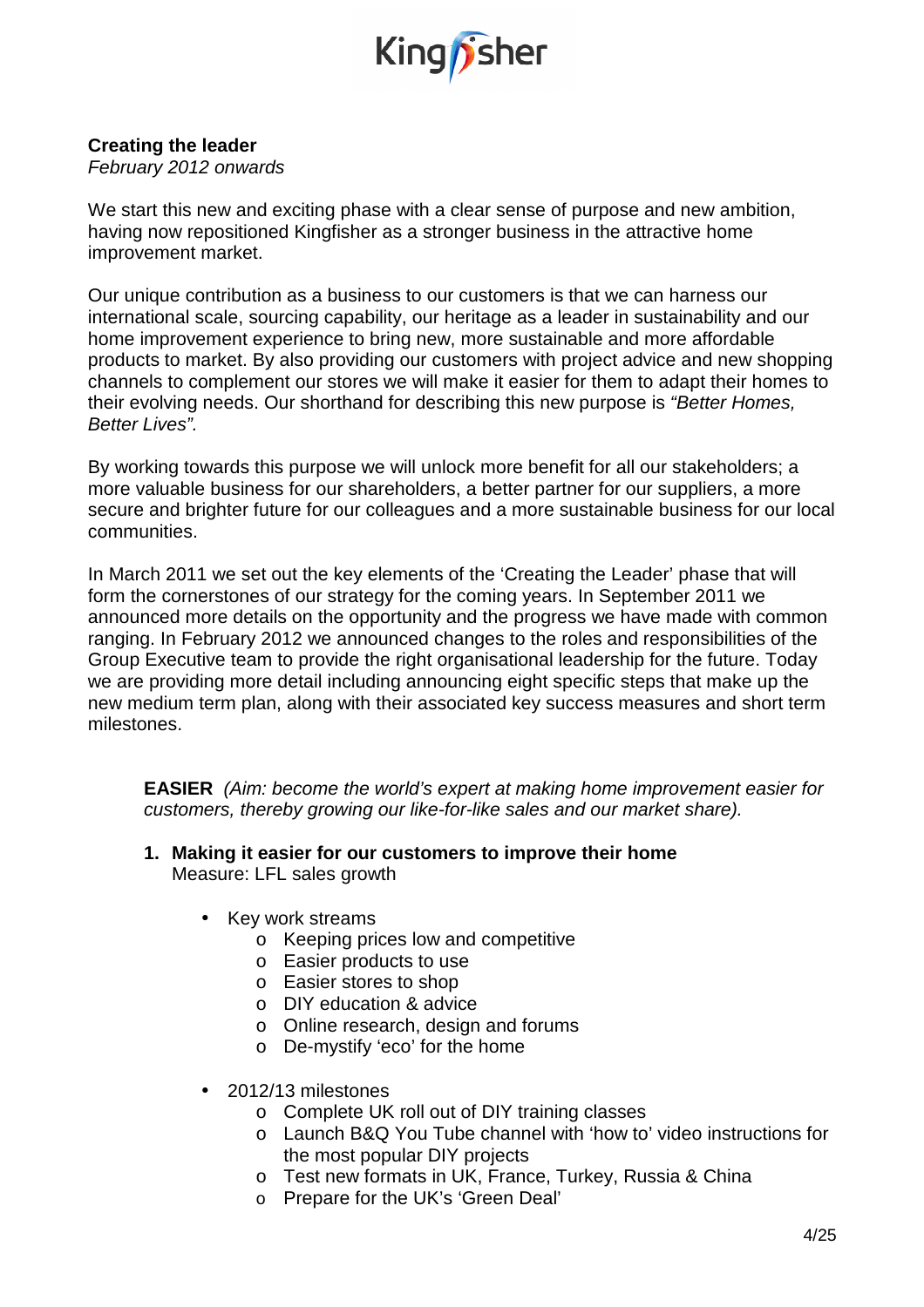**Creating the leader**

*February 2012 onwards*

We start this new and exciting phase with a clear sense of purpose and new ambition, having now repositioned Kingfisher as a stronger business in the attractive home improvement market.

Our unique contribution as a business to our customers is that we can harness our international scale, sourcing capability, our heritage as a leader in sustainability and our home improvement experience to bring new, more sustainable and more affordable products to market. By also providing our customers with project advice and new shopping channels to complement our stores we will make it easier for them to adapt their homes to their evolving needs. Our shorthand for describing this new purpose is *"Better Homes, Better Lives"*.

By working towards this purpose we will unlock more benefit for all our stakeholders; a more valuable business for our shareholders, a better partner for our suppliers, a more secure and brighter future for our colleagues and a more sustainable business for our local communities.

In March 2011 we set out the key elements of the 'Creating the Leader' phase that will form the cornerstones of our strategy for the coming years. In September 2011 we announced more details on the opportunity and the progress we have made with common ranging. In February 2012 we announced changes to the roles and responsibilities of the Group Executive team to provide the right organisational leadership for the future. Today we are providing more detail including announcing eight specific steps that make up the new medium term plan, along with their associated key success measures and short term milestones.

**EASIER** *(Aim: become the world's expert at making home improvement easier for customers, thereby growing our like-for-like sales and our market share).*

1. **Making it easier for our customers to improve their home**
   Measure: LFL sales growth

   - Key work streams
     - Keeping prices low and competitive
     - Easier products to use
     - Easier stores to shop
     - DIY education & advice
     - Online research, design and forums
     - De-mystify 'eco' for the home

   - 2012/13 milestones
     - Complete UK roll out of DIY training classes
     - Launch B&Q You Tube channel with 'how to' video instructions for the most popular DIY projects
     - Test new formats in UK, France, Turkey, Russia & China
     - Prepare for the UK's 'Green Deal'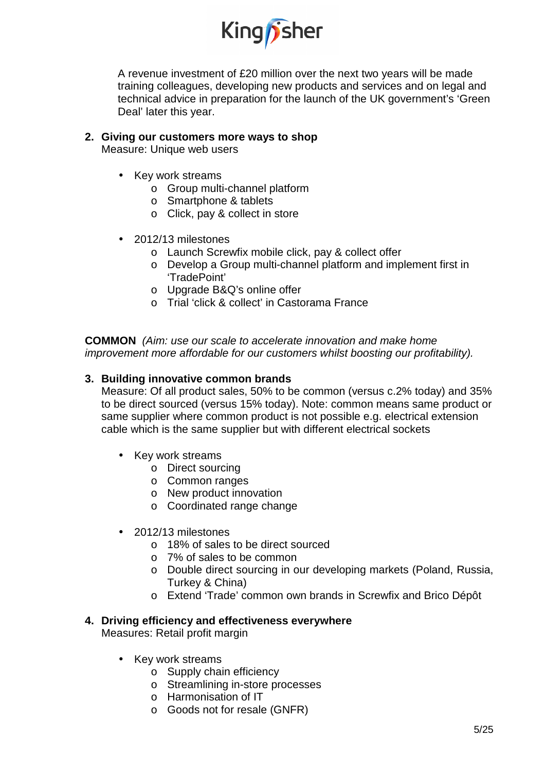A revenue investment of £20 million over the next two years will be made training colleagues, developing new products and services and on legal and technical advice in preparation for the launch of the UK government's 'Green Deal' later this year.

**2. Giving our customers more ways to shop**
Measure: Unique web users

- Key work streams
  - Group multi-channel platform
  - Smartphone & tablets
  - Click, pay & collect in store

- 2012/13 milestones
  - Launch Screwfix mobile click, pay & collect offer
  - Develop a Group multi-channel platform and implement first in 'TradePoint'
  - Upgrade B&Q's online offer
  - Trial 'click & collect' in Castorama France

**COMMON** *(Aim: use our scale to accelerate innovation and make home improvement more affordable for our customers whilst boosting our profitability).*

**3. Building innovative common brands**
Measure: Of all product sales, 50% to be common (versus c.2% today) and 35% to be direct sourced (versus 15% today). Note: common means same product or same supplier where common product is not possible e.g. electrical extension cable which is the same supplier but with different electrical sockets

- Key work streams
  - Direct sourcing
  - Common ranges
  - New product innovation
  - Coordinated range change

- 2012/13 milestones
  - 18% of sales to be direct sourced
  - 7% of sales to be common
  - Double direct sourcing in our developing markets (Poland, Russia, Turkey & China)
  - Extend 'Trade' common own brands in Screwfix and Brico Dépôt

**4. Driving efficiency and effectiveness everywhere**
Measures: Retail profit margin

- Key work streams
  - Supply chain efficiency
  - Streamlining in-store processes
  - Harmonisation of IT
  - Goods not for resale (GNFR)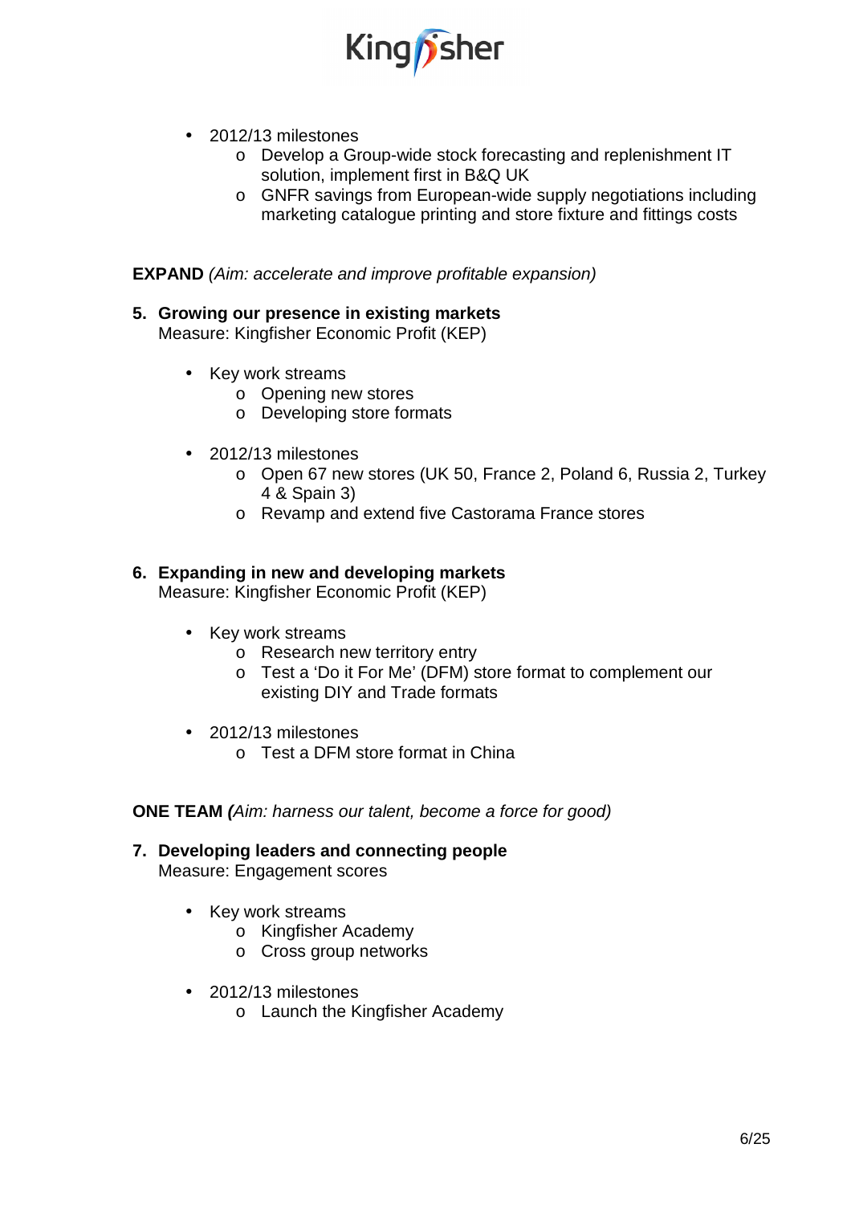- 2012/13 milestones
  - Develop a Group-wide stock forecasting and replenishment IT solution, implement first in B&Q UK
  - GNFR savings from European-wide supply negotiations including marketing catalogue printing and store fixture and fittings costs

**EXPAND** *(Aim: accelerate and improve profitable expansion)*

**5. Growing our presence in existing markets**
Measure: Kingfisher Economic Profit (KEP)

- Key work streams
  - Opening new stores
  - Developing store formats
- 2012/13 milestones
  - Open 67 new stores (UK 50, France 2, Poland 6, Russia 2, Turkey 4 & Spain 3)
  - Revamp and extend five Castorama France stores

**6. Expanding in new and developing markets**
Measure: Kingfisher Economic Profit (KEP)

- Key work streams
  - Research new territory entry
  - Test a 'Do it For Me' (DFM) store format to complement our existing DIY and Trade formats
- 2012/13 milestones
  - Test a DFM store format in China

**ONE TEAM** ***(****Aim: harness our talent, become a force for good)*

**7. Developing leaders and connecting people**
Measure: Engagement scores

- Key work streams
  - Kingfisher Academy
  - Cross group networks
- 2012/13 milestones
  - Launch the Kingfisher Academy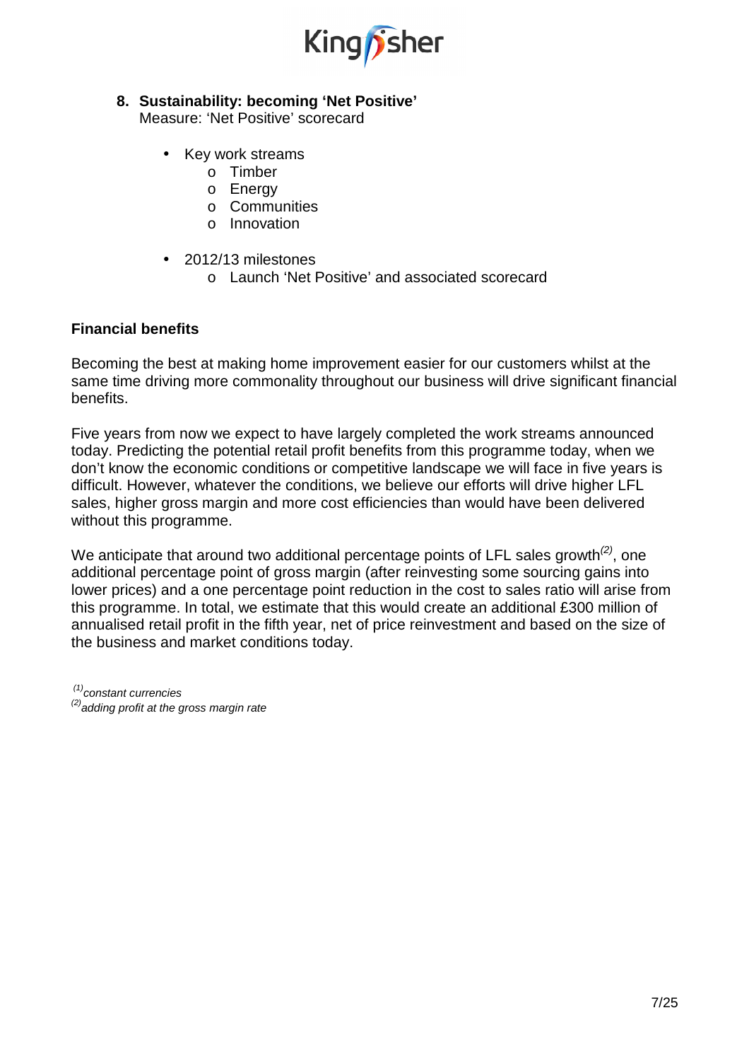**8. Sustainability: becoming 'Net Positive'**
Measure: 'Net Positive' scorecard

- Key work streams
  - Timber
  - Energy
  - Communities
  - Innovation

- 2012/13 milestones
  - Launch 'Net Positive' and associated scorecard

**Financial benefits**

Becoming the best at making home improvement easier for our customers whilst at the same time driving more commonality throughout our business will drive significant financial benefits.

Five years from now we expect to have largely completed the work streams announced today. Predicting the potential retail profit benefits from this programme today, when we don't know the economic conditions or competitive landscape we will face in five years is difficult. However, whatever the conditions, we believe our efforts will drive higher LFL sales, higher gross margin and more cost efficiencies than would have been delivered without this programme.

We anticipate that around two additional percentage points of LFL sales growth[(2)], one additional percentage point of gross margin (after reinvesting some sourcing gains into lower prices) and a one percentage point reduction in the cost to sales ratio will arise from this programme. In total, we estimate that this would create an additional £300 million of annualised retail profit in the fifth year, net of price reinvestment and based on the size of the business and market conditions today.

*[(1)] constant currencies*
*[(2)] adding profit at the gross margin rate*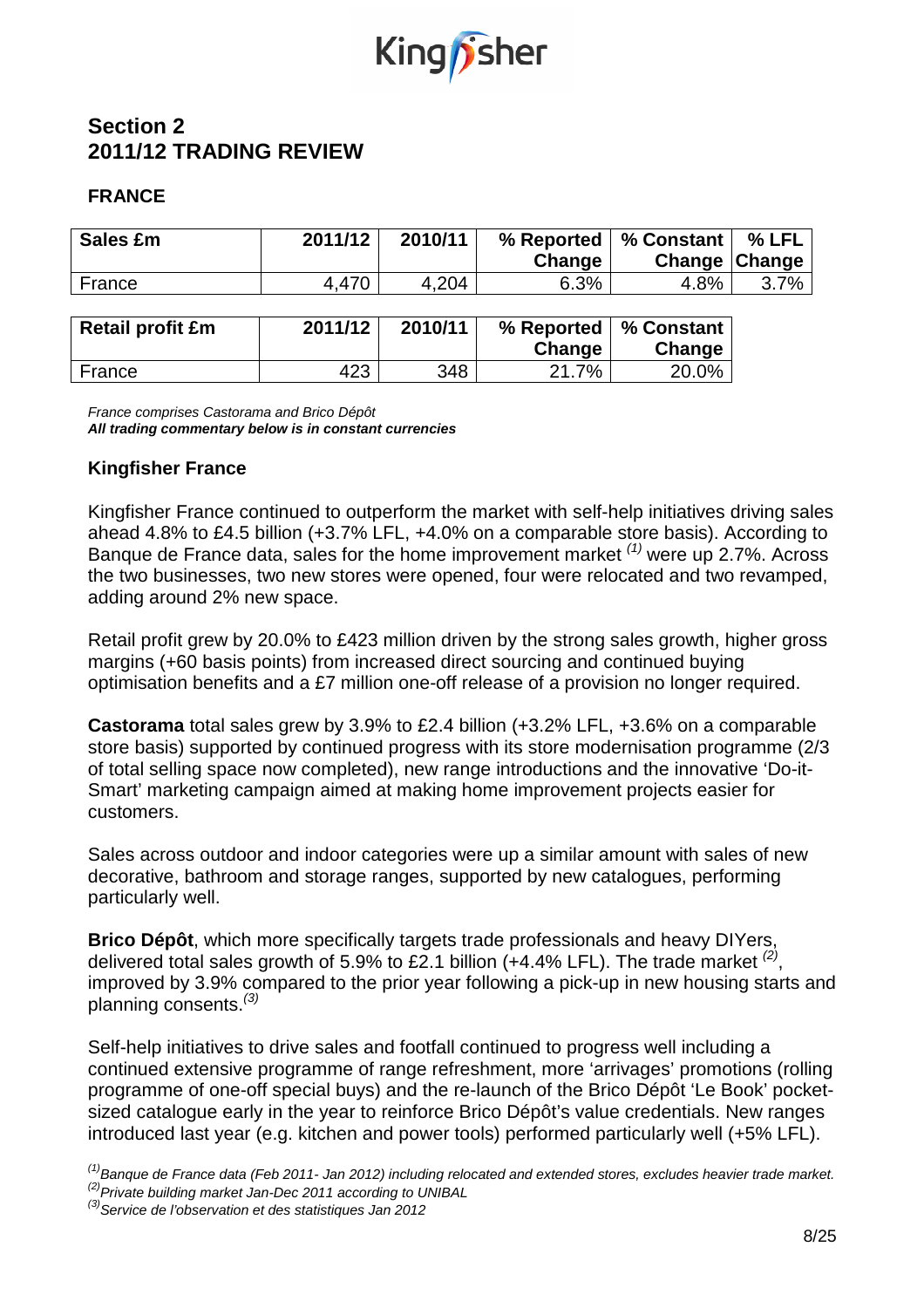## Section 2
## 2011/12 TRADING REVIEW

### FRANCE

| Sales £m | 2011/12 | 2010/11 | % Reported Change | % Constant Change | % LFL Change |
|---|---|---|---|---|---|
| France | 4,470 | 4,204 | 6.3% | 4.8% | 3.7% |

| Retail profit £m | 2011/12 | 2010/11 | % Reported Change | % Constant Change |
|---|---|---|---|---|
| France | 423 | 348 | 21.7% | 20.0% |

*France comprises Castorama and Brico Dépôt*
***All trading commentary below is in constant currencies***

### Kingfisher France

Kingfisher France continued to outperform the market with self-help initiatives driving sales ahead 4.8% to £4.5 billion (+3.7% LFL, +4.0% on a comparable store basis). According to Banque de France data, sales for the home improvement market [(1)] were up 2.7%. Across the two businesses, two new stores were opened, four were relocated and two revamped, adding around 2% new space.

Retail profit grew by 20.0% to £423 million driven by the strong sales growth, higher gross margins (+60 basis points) from increased direct sourcing and continued buying optimisation benefits and a £7 million one-off release of a provision no longer required.

**Castorama** total sales grew by 3.9% to £2.4 billion (+3.2% LFL, +3.6% on a comparable store basis) supported by continued progress with its store modernisation programme (2/3 of total selling space now completed), new range introductions and the innovative 'Do-it-Smart' marketing campaign aimed at making home improvement projects easier for customers.

Sales across outdoor and indoor categories were up a similar amount with sales of new decorative, bathroom and storage ranges, supported by new catalogues, performing particularly well.

**Brico Dépôt**, which more specifically targets trade professionals and heavy DIYers, delivered total sales growth of 5.9% to £2.1 billion (+4.4% LFL). The trade market [(2)], improved by 3.9% compared to the prior year following a pick-up in new housing starts and planning consents.[(3)]

Self-help initiatives to drive sales and footfall continued to progress well including a continued extensive programme of range refreshment, more 'arrivages' promotions (rolling programme of one-off special buys) and the re-launch of the Brico Dépôt 'Le Book' pocket-sized catalogue early in the year to reinforce Brico Dépôt's value credentials. New ranges introduced last year (e.g. kitchen and power tools) performed particularly well (+5% LFL).

*[(1)] Banque de France data (Feb 2011- Jan 2012) including relocated and extended stores, excludes heavier trade market.*
*[(2)] Private building market Jan-Dec 2011 according to UNIBAL*
*[(3)] Service de l'observation et des statistiques Jan 2012*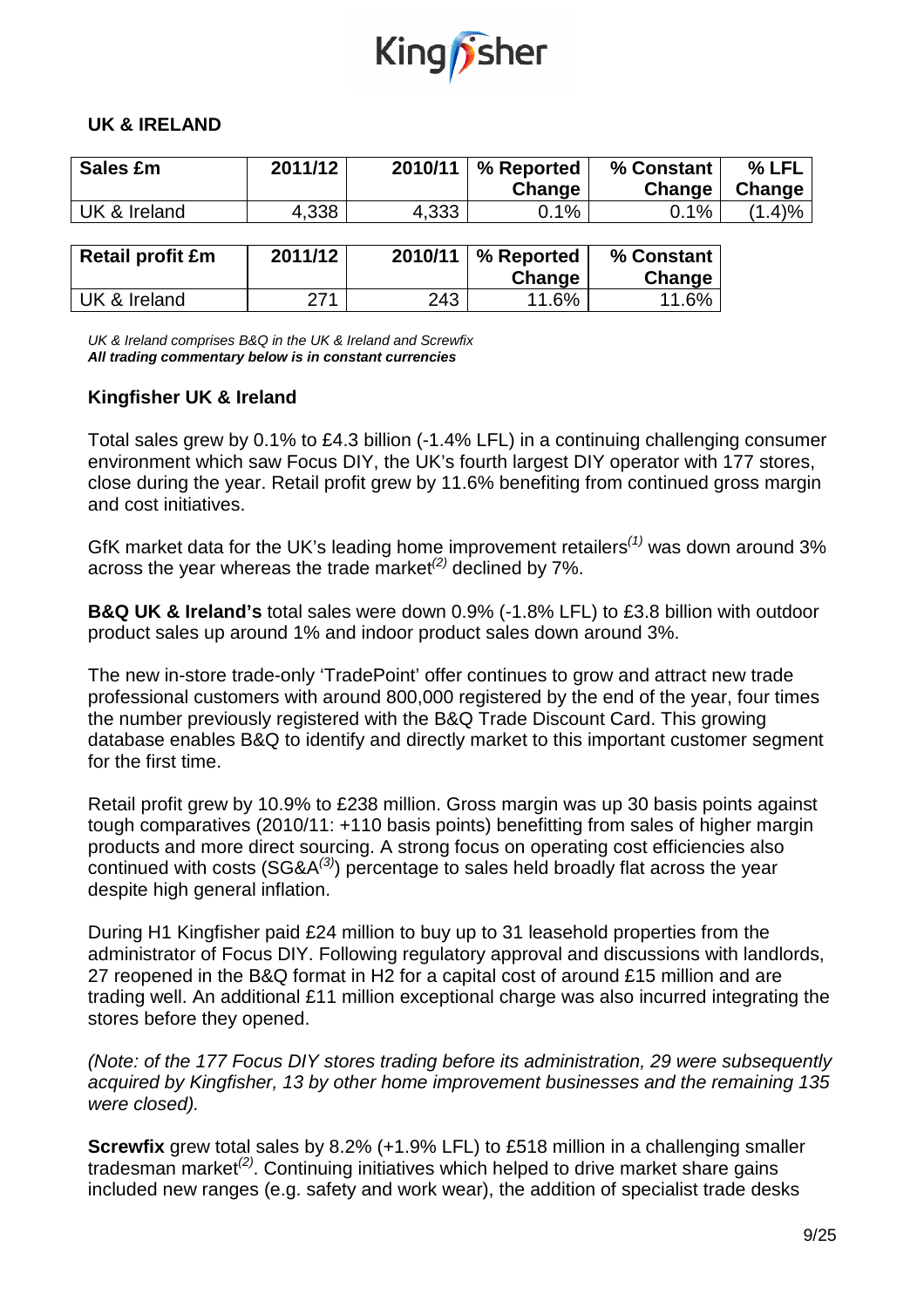## UK & IRELAND

| Sales £m | 2011/12 | 2010/11 | % Reported Change | % Constant Change | % LFL Change |
|---|---|---|---|---|---|
| UK & Ireland | 4,338 | 4,333 | 0.1% | 0.1% | (1.4)% |

| Retail profit £m | 2011/12 | 2010/11 | % Reported Change | % Constant Change |
|---|---|---|---|---|
| UK & Ireland | 271 | 243 | 11.6% | 11.6% |

*UK & Ireland comprises B&Q in the UK & Ireland and Screwfix*
***All trading commentary below is in constant currencies***

### Kingfisher UK & Ireland

Total sales grew by 0.1% to £4.3 billion (-1.4% LFL) in a continuing challenging consumer environment which saw Focus DIY, the UK's fourth largest DIY operator with 177 stores, close during the year. Retail profit grew by 11.6% benefiting from continued gross margin and cost initiatives.

GfK market data for the UK's leading home improvement retailers[(1)] was down around 3% across the year whereas the trade market[(2)] declined by 7%.

**B&Q UK & Ireland's** total sales were down 0.9% (-1.8% LFL) to £3.8 billion with outdoor product sales up around 1% and indoor product sales down around 3%.

The new in-store trade-only 'TradePoint' offer continues to grow and attract new trade professional customers with around 800,000 registered by the end of the year, four times the number previously registered with the B&Q Trade Discount Card. This growing database enables B&Q to identify and directly market to this important customer segment for the first time.

Retail profit grew by 10.9% to £238 million. Gross margin was up 30 basis points against tough comparatives (2010/11: +110 basis points) benefitting from sales of higher margin products and more direct sourcing. A strong focus on operating cost efficiencies also continued with costs (SG&A[(3)]) percentage to sales held broadly flat across the year despite high general inflation.

During H1 Kingfisher paid £24 million to buy up to 31 leasehold properties from the administrator of Focus DIY. Following regulatory approval and discussions with landlords, 27 reopened in the B&Q format in H2 for a capital cost of around £15 million and are trading well. An additional £11 million exceptional charge was also incurred integrating the stores before they opened.

*(Note: of the 177 Focus DIY stores trading before its administration, 29 were subsequently acquired by Kingfisher, 13 by other home improvement businesses and the remaining 135 were closed).*

**Screwfix** grew total sales by 8.2% (+1.9% LFL) to £518 million in a challenging smaller tradesman market[(2)]. Continuing initiatives which helped to drive market share gains included new ranges (e.g. safety and work wear), the addition of specialist trade desks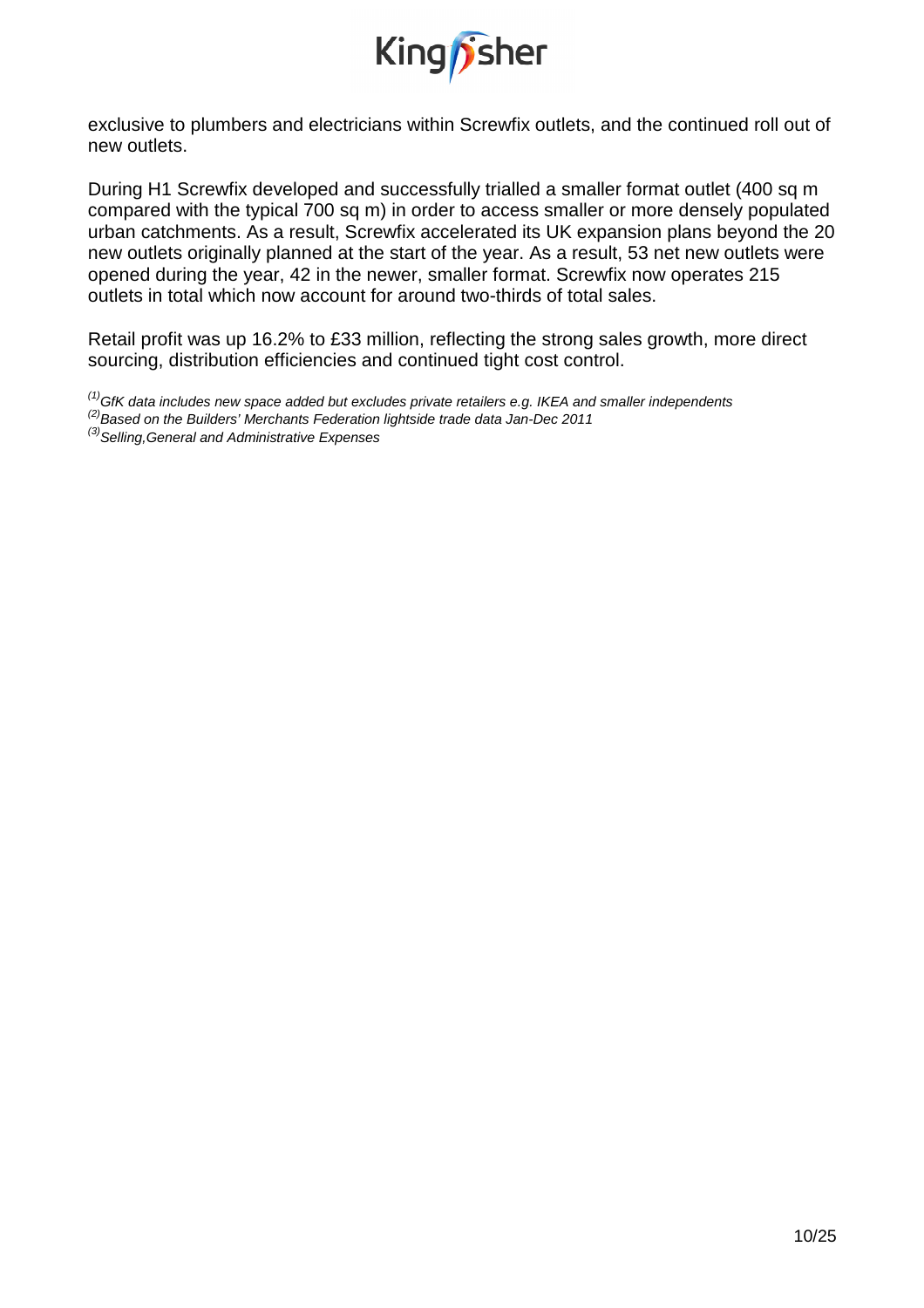exclusive to plumbers and electricians within Screwfix outlets, and the continued roll out of new outlets.

During H1 Screwfix developed and successfully trialled a smaller format outlet (400 sq m compared with the typical 700 sq m) in order to access smaller or more densely populated urban catchments. As a result, Screwfix accelerated its UK expansion plans beyond the 20 new outlets originally planned at the start of the year. As a result, 53 net new outlets were opened during the year, 42 in the newer, smaller format. Screwfix now operates 215 outlets in total which now account for around two-thirds of total sales.

Retail profit was up 16.2% to £33 million, reflecting the strong sales growth, more direct sourcing, distribution efficiencies and continued tight cost control.

*[1] GfK data includes new space added but excludes private retailers e.g. IKEA and smaller independents*
*[2] Based on the Builders' Merchants Federation lightside trade data Jan-Dec 2011*
*[3] Selling,General and Administrative Expenses*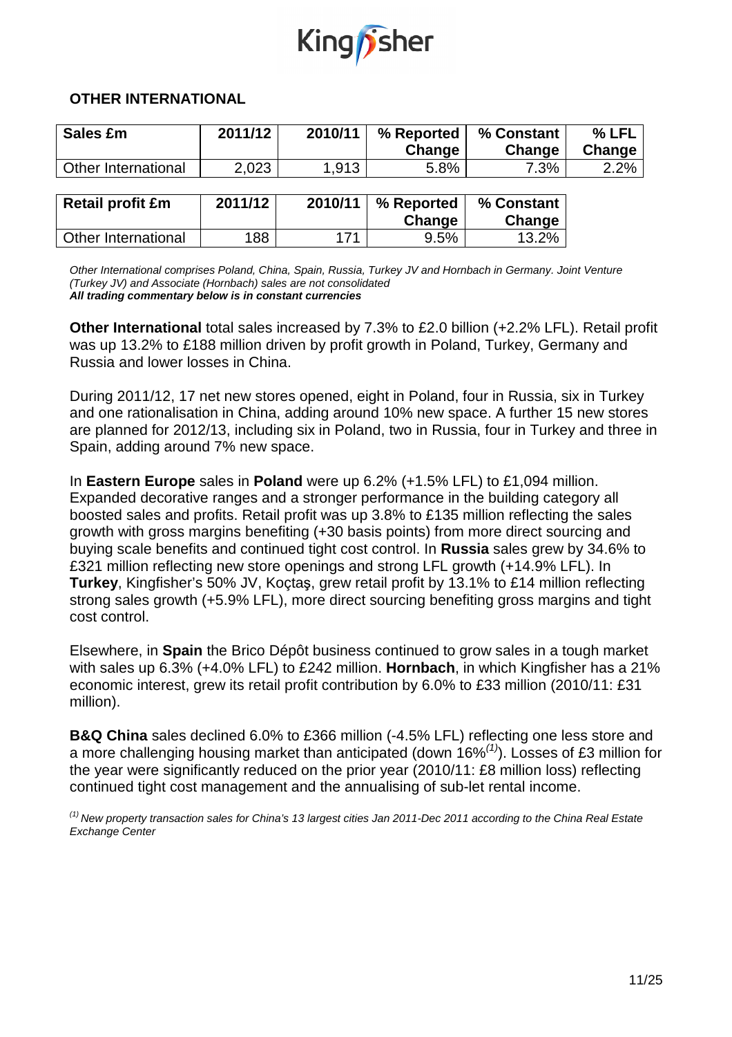## OTHER INTERNATIONAL

| Sales £m | 2011/12 | 2010/11 | % Reported Change | % Constant Change | % LFL Change |
|---|---|---|---|---|---|
| Other International | 2,023 | 1,913 | 5.8% | 7.3% | 2.2% |

| Retail profit £m | 2011/12 | 2010/11 | % Reported Change | % Constant Change |
|---|---|---|---|---|
| Other International | 188 | 171 | 9.5% | 13.2% |

*Other International comprises Poland, China, Spain, Russia, Turkey JV and Hornbach in Germany. Joint Venture (Turkey JV) and Associate (Hornbach) sales are not consolidated*
***All trading commentary below is in constant currencies***

**Other International** total sales increased by 7.3% to £2.0 billion (+2.2% LFL). Retail profit was up 13.2% to £188 million driven by profit growth in Poland, Turkey, Germany and Russia and lower losses in China.

During 2011/12, 17 net new stores opened, eight in Poland, four in Russia, six in Turkey and one rationalisation in China, adding around 10% new space. A further 15 new stores are planned for 2012/13, including six in Poland, two in Russia, four in Turkey and three in Spain, adding around 7% new space.

In **Eastern Europe** sales in **Poland** were up 6.2% (+1.5% LFL) to £1,094 million. Expanded decorative ranges and a stronger performance in the building category all boosted sales and profits. Retail profit was up 3.8% to £135 million reflecting the sales growth with gross margins benefiting (+30 basis points) from more direct sourcing and buying scale benefits and continued tight cost control. In **Russia** sales grew by 34.6% to £321 million reflecting new store openings and strong LFL growth (+14.9% LFL). In **Turkey**, Kingfisher's 50% JV, Koçtaş, grew retail profit by 13.1% to £14 million reflecting strong sales growth (+5.9% LFL), more direct sourcing benefiting gross margins and tight cost control.

Elsewhere, in **Spain** the Brico Dépôt business continued to grow sales in a tough market with sales up 6.3% (+4.0% LFL) to £242 million. **Hornbach**, in which Kingfisher has a 21% economic interest, grew its retail profit contribution by 6.0% to £33 million (2010/11: £31 million).

**B&Q China** sales declined 6.0% to £366 million (-4.5% LFL) reflecting one less store and a more challenging housing market than anticipated (down 16%[(1)]). Losses of £3 million for the year were significantly reduced on the prior year (2010/11: £8 million loss) reflecting continued tight cost management and the annualising of sub-let rental income.

*[(1)] New property transaction sales for China's 13 largest cities Jan 2011-Dec 2011 according to the China Real Estate Exchange Center*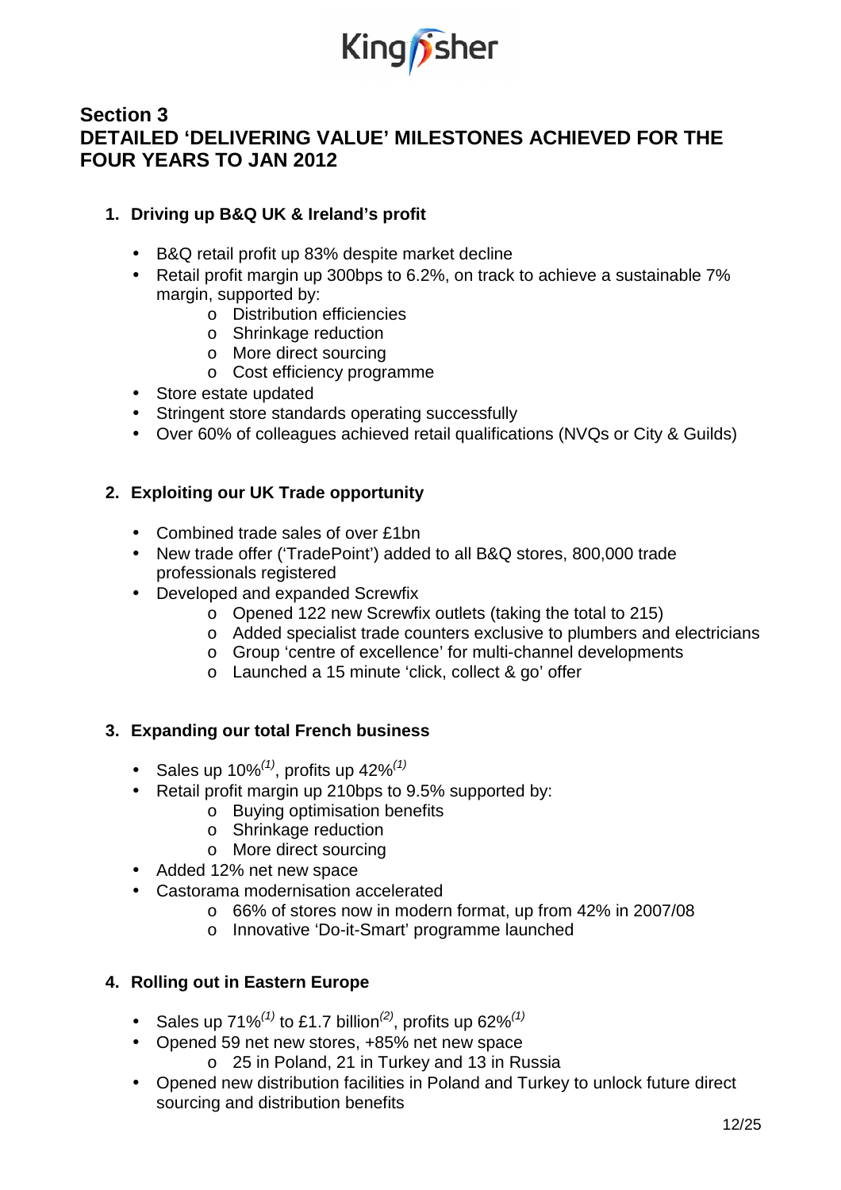## Section 3
## DETAILED 'DELIVERING VALUE' MILESTONES ACHIEVED FOR THE FOUR YEARS TO JAN 2012

### 1. Driving up B&Q UK & Ireland's profit

- B&Q retail profit up 83% despite market decline
- Retail profit margin up 300bps to 6.2%, on track to achieve a sustainable 7% margin, supported by:
  - Distribution efficiencies
  - Shrinkage reduction
  - More direct sourcing
  - Cost efficiency programme
- Store estate updated
- Stringent store standards operating successfully
- Over 60% of colleagues achieved retail qualifications (NVQs or City & Guilds)

### 2. Exploiting our UK Trade opportunity

- Combined trade sales of over £1bn
- New trade offer ('TradePoint') added to all B&Q stores, 800,000 trade professionals registered
- Developed and expanded Screwfix
  - Opened 122 new Screwfix outlets (taking the total to 215)
  - Added specialist trade counters exclusive to plumbers and electricians
  - Group 'centre of excellence' for multi-channel developments
  - Launched a 15 minute 'click, collect & go' offer

### 3. Expanding our total French business

- Sales up 10%*(1)*, profits up 42%*(1)*
- Retail profit margin up 210bps to 9.5% supported by:
  - Buying optimisation benefits
  - Shrinkage reduction
  - More direct sourcing
- Added 12% net new space
- Castorama modernisation accelerated
  - 66% of stores now in modern format, up from 42% in 2007/08
  - Innovative 'Do-it-Smart' programme launched

### 4. Rolling out in Eastern Europe

- Sales up 71%*(1)* to £1.7 billion*(2)*, profits up 62%*(1)*
- Opened 59 net new stores, +85% net new space
  - 25 in Poland, 21 in Turkey and 13 in Russia
- Opened new distribution facilities in Poland and Turkey to unlock future direct sourcing and distribution benefits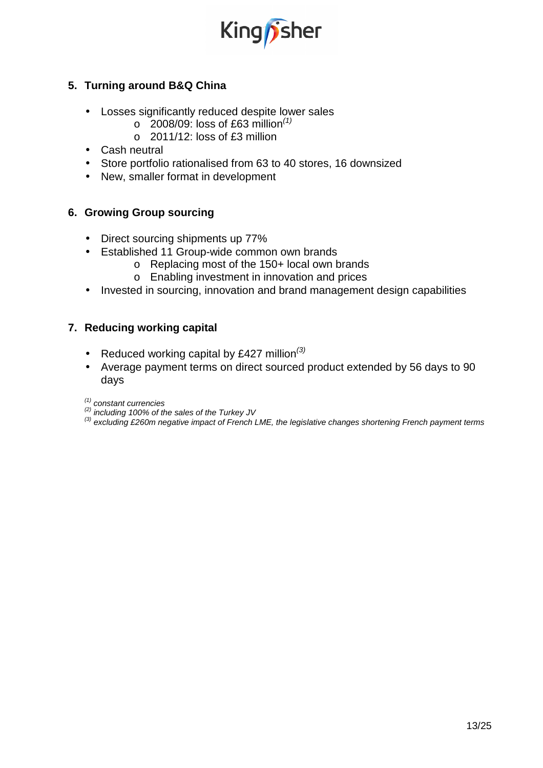## 5. Turning around B&Q China

- Losses significantly reduced despite lower sales
  - 2008/09: loss of £63 million[(1)]
  - 2011/12: loss of £3 million
- Cash neutral
- Store portfolio rationalised from 63 to 40 stores, 16 downsized
- New, smaller format in development

## 6. Growing Group sourcing

- Direct sourcing shipments up 77%
- Established 11 Group-wide common own brands
  - Replacing most of the 150+ local own brands
  - Enabling investment in innovation and prices
- Invested in sourcing, innovation and brand management design capabilities

## 7. Reducing working capital

- Reduced working capital by £427 million[(3)]
- Average payment terms on direct sourced product extended by 56 days to 90 days

*[(1)] constant currencies*
*[(2)] including 100% of the sales of the Turkey JV*
*[(3)] excluding £260m negative impact of French LME, the legislative changes shortening French payment terms*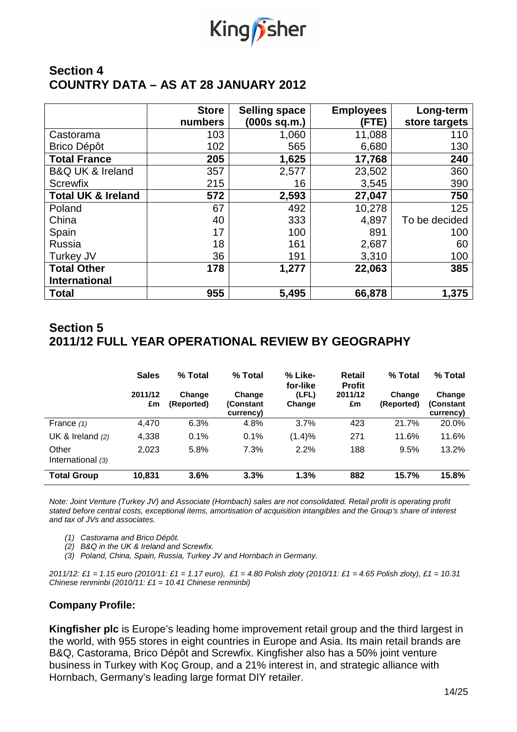## Section 4
## COUNTRY DATA – AS AT 28 JANUARY 2012

| | Store numbers | Selling space (000s sq.m.) | Employees (FTE) | Long-term store targets |
|---|---|---|---|---|
| Castorama | 103 | 1,060 | 11,088 | 110 |
| Brico Dépôt | 102 | 565 | 6,680 | 130 |
| **Total France** | **205** | **1,625** | **17,768** | **240** |
| B&Q UK & Ireland | 357 | 2,577 | 23,502 | 360 |
| Screwfix | 215 | 16 | 3,545 | 390 |
| **Total UK & Ireland** | **572** | **2,593** | **27,047** | **750** |
| Poland | 67 | 492 | 10,278 | 125 |
| China | 40 | 333 | 4,897 | To be decided |
| Spain | 17 | 100 | 891 | 100 |
| Russia | 18 | 161 | 2,687 | 60 |
| Turkey JV | 36 | 191 | 3,310 | 100 |
| **Total Other International** | **178** | **1,277** | **22,063** | **385** |
| **Total** | **955** | **5,495** | **66,878** | **1,375** |

## Section 5
## 2011/12 FULL YEAR OPERATIONAL REVIEW BY GEOGRAPHY

| | Sales 2011/12 £m | % Total Change (Reported) | % Total Change (Constant currency) | % Like-for-like (LFL) Change | Retail Profit 2011/12 £m | % Total Change (Reported) | % Total Change (Constant currency) |
|---|---|---|---|---|---|---|---|
| France *(1)* | 4,470 | 6.3% | 4.8% | 3.7% | 423 | 21.7% | 20.0% |
| UK & Ireland *(2)* | 4,338 | 0.1% | 0.1% | (1.4)% | 271 | 11.6% | 11.6% |
| Other International *(3)* | 2,023 | 5.8% | 7.3% | 2.2% | 188 | 9.5% | 13.2% |
| **Total Group** | **10,831** | **3.6%** | **3.3%** | **1.3%** | **882** | **15.7%** | **15.8%** |

*Note: Joint Venture (Turkey JV) and Associate (Hornbach) sales are not consolidated. Retail profit is operating profit stated before central costs, exceptional items, amortisation of acquisition intangibles and the Group's share of interest and tax of JVs and associates.*

*(1) Castorama and Brico Dépôt.*
*(2) B&Q in the UK & Ireland and Screwfix.*
*(3) Poland, China, Spain, Russia, Turkey JV and Hornbach in Germany.*

*2011/12: £1 = 1.15 euro (2010/11: £1 = 1.17 euro), £1 = 4.80 Polish zloty (2010/11: £1 = 4.65 Polish zloty), £1 = 10.31 Chinese renminbi (2010/11: £1 = 10.41 Chinese renminbi)*

### Company Profile:

**Kingfisher plc** is Europe's leading home improvement retail group and the third largest in the world, with 955 stores in eight countries in Europe and Asia. Its main retail brands are B&Q, Castorama, Brico Dépôt and Screwfix. Kingfisher also has a 50% joint venture business in Turkey with Koç Group, and a 21% interest in, and strategic alliance with Hornbach, Germany's leading large format DIY retailer.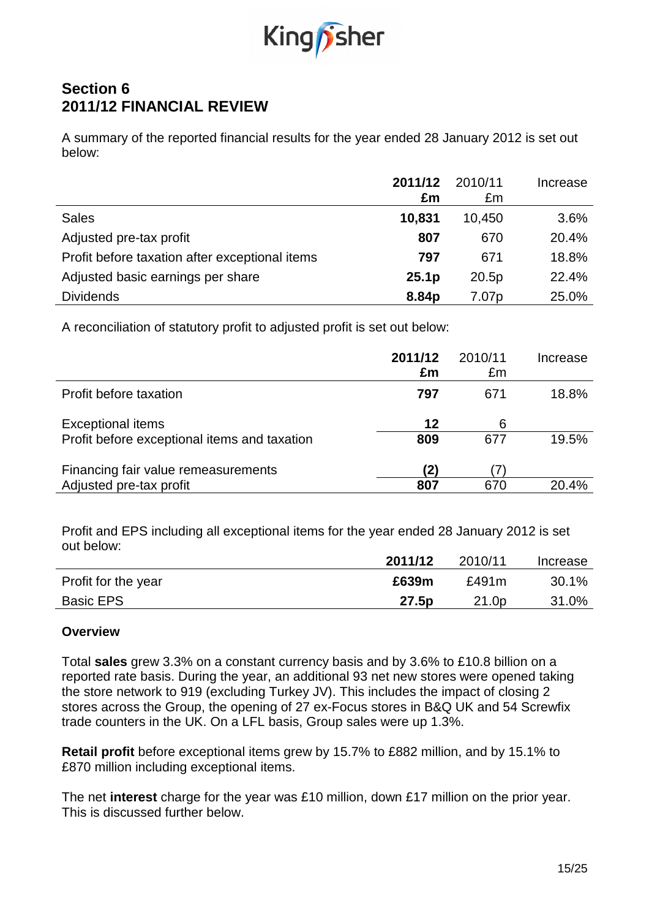## Section 6
## 2011/12 FINANCIAL REVIEW

A summary of the reported financial results for the year ended 28 January 2012 is set out below:

| | 2011/12 £m | 2010/11 £m | Increase |
|---|---|---|---|
| Sales | **10,831** | 10,450 | 3.6% |
| Adjusted pre-tax profit | **807** | 670 | 20.4% |
| Profit before taxation after exceptional items | **797** | 671 | 18.8% |
| Adjusted basic earnings per share | **25.1p** | 20.5p | 22.4% |
| Dividends | **8.84p** | 7.07p | 25.0% |

A reconciliation of statutory profit to adjusted profit is set out below:

| | 2011/12 £m | 2010/11 £m | Increase |
|---|---|---|---|
| Profit before taxation | **797** | 671 | 18.8% |
| Exceptional items | **12** | 6 | |
| Profit before exceptional items and taxation | **809** | 677 | 19.5% |
| Financing fair value remeasurements | **(2)** | (7) | |
| Adjusted pre-tax profit | **807** | 670 | 20.4% |

Profit and EPS including all exceptional items for the year ended 28 January 2012 is set out below:

| | 2011/12 | 2010/11 | Increase |
|---|---|---|---|
| Profit for the year | **£639m** | £491m | 30.1% |
| Basic EPS | **27.5p** | 21.0p | 31.0% |

**Overview**

Total **sales** grew 3.3% on a constant currency basis and by 3.6% to £10.8 billion on a reported rate basis. During the year, an additional 93 net new stores were opened taking the store network to 919 (excluding Turkey JV). This includes the impact of closing 2 stores across the Group, the opening of 27 ex-Focus stores in B&Q UK and 54 Screwfix trade counters in the UK. On a LFL basis, Group sales were up 1.3%.

**Retail profit** before exceptional items grew by 15.7% to £882 million, and by 15.1% to £870 million including exceptional items.

The net **interest** charge for the year was £10 million, down £17 million on the prior year. This is discussed further below.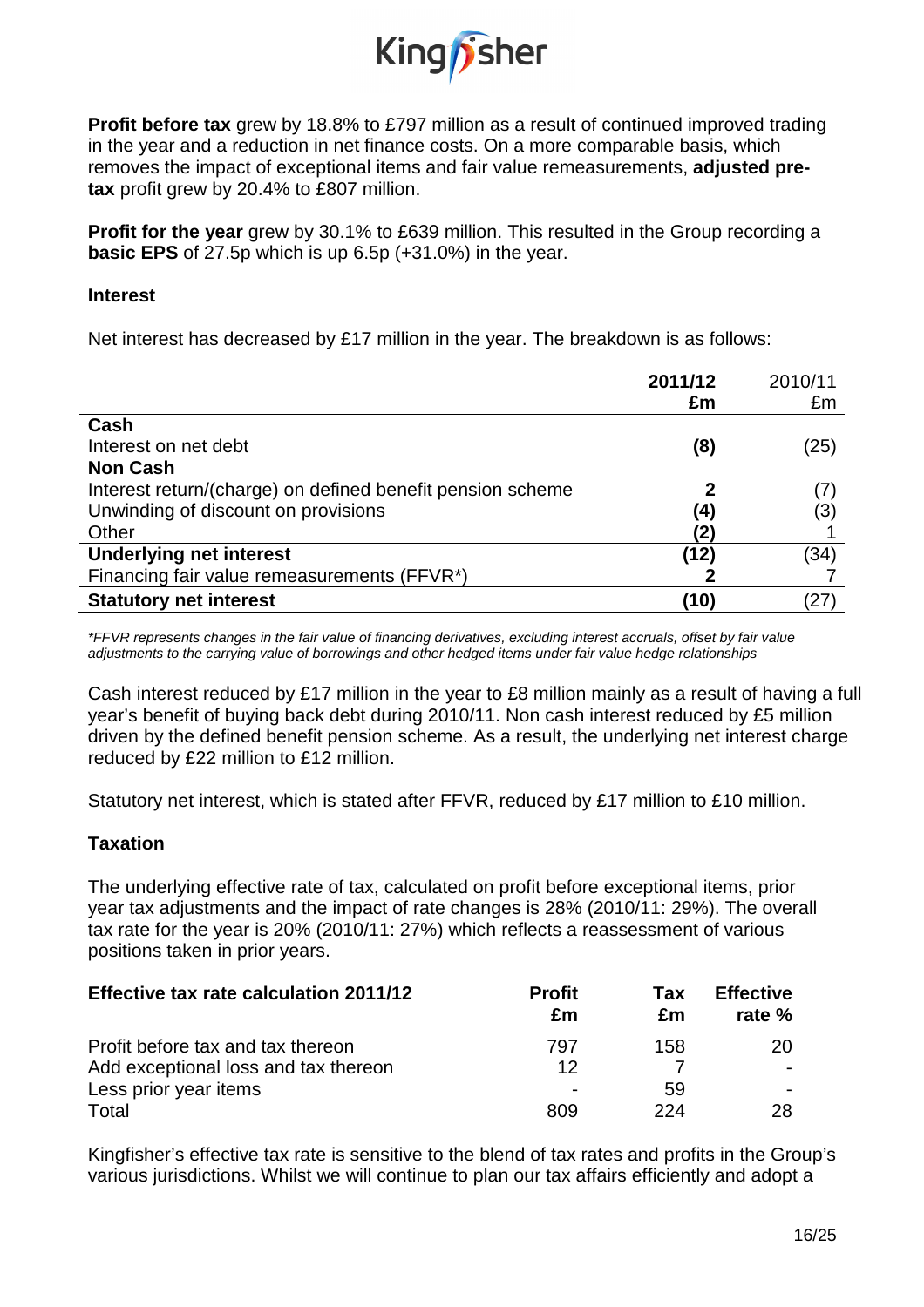**Profit before tax** grew by 18.8% to £797 million as a result of continued improved trading in the year and a reduction in net finance costs. On a more comparable basis, which removes the impact of exceptional items and fair value remeasurements, **adjusted pre-tax** profit grew by 20.4% to £807 million.

**Profit for the year** grew by 30.1% to £639 million. This resulted in the Group recording a **basic EPS** of 27.5p which is up 6.5p (+31.0%) in the year.

**Interest**

Net interest has decreased by £17 million in the year. The breakdown is as follows:

| | **2011/12 £m** | 2010/11 £m |
|---|---|---|
| **Cash** | | |
| Interest on net debt | **(8)** | (25) |
| **Non Cash** | | |
| Interest return/(charge) on defined benefit pension scheme | **2** | (7) |
| Unwinding of discount on provisions | **(4)** | (3) |
| Other | **(2)** | 1 |
| **Underlying net interest** | **(12)** | (34) |
| Financing fair value remeasurements (FFVR*) | **2** | 7 |
| **Statutory net interest** | **(10)** | (27) |

*\*FFVR represents changes in the fair value of financing derivatives, excluding interest accruals, offset by fair value adjustments to the carrying value of borrowings and other hedged items under fair value hedge relationships*

Cash interest reduced by £17 million in the year to £8 million mainly as a result of having a full year's benefit of buying back debt during 2010/11. Non cash interest reduced by £5 million driven by the defined benefit pension scheme. As a result, the underlying net interest charge reduced by £22 million to £12 million.

Statutory net interest, which is stated after FFVR, reduced by £17 million to £10 million.

**Taxation**

The underlying effective rate of tax, calculated on profit before exceptional items, prior year tax adjustments and the impact of rate changes is 28% (2010/11: 29%). The overall tax rate for the year is 20% (2010/11: 27%) which reflects a reassessment of various positions taken in prior years.

| **Effective tax rate calculation 2011/12** | **Profit £m** | **Tax £m** | **Effective rate %** |
|---|---|---|---|
| Profit before tax and tax thereon | 797 | 158 | 20 |
| Add exceptional loss and tax thereon | 12 | 7 | - |
| Less prior year items | - | 59 | - |
| Total | 809 | 224 | 28 |

Kingfisher's effective tax rate is sensitive to the blend of tax rates and profits in the Group's various jurisdictions. Whilst we will continue to plan our tax affairs efficiently and adopt a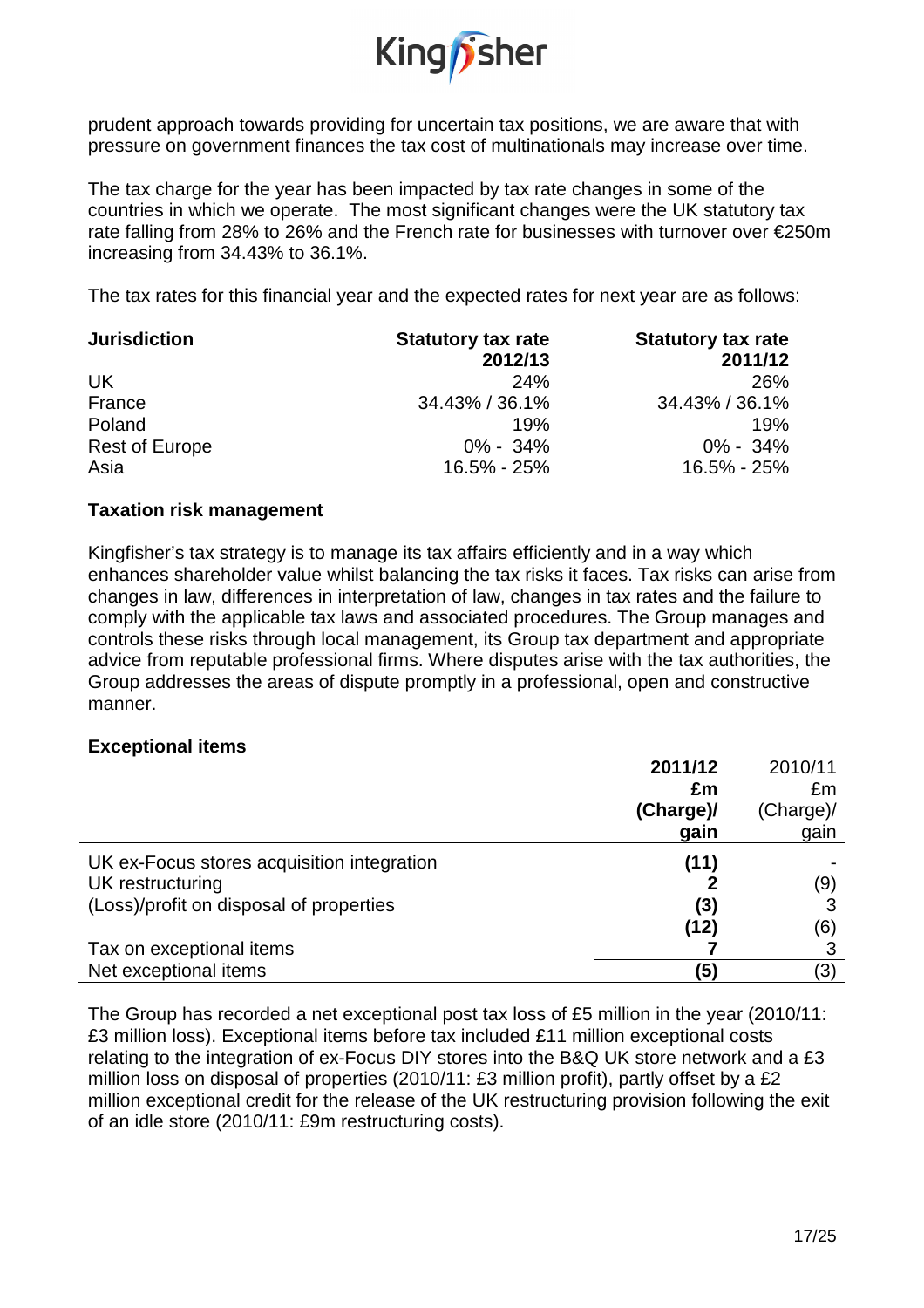prudent approach towards providing for uncertain tax positions, we are aware that with pressure on government finances the tax cost of multinationals may increase over time.

The tax charge for the year has been impacted by tax rate changes in some of the countries in which we operate. The most significant changes were the UK statutory tax rate falling from 28% to 26% and the French rate for businesses with turnover over €250m increasing from 34.43% to 36.1%.

The tax rates for this financial year and the expected rates for next year are as follows:

| Jurisdiction | Statutory tax rate 2012/13 | Statutory tax rate 2011/12 |
|---|---|---|
| UK | 24% | 26% |
| France | 34.43% / 36.1% | 34.43% / 36.1% |
| Poland | 19% | 19% |
| Rest of Europe | 0% - 34% | 0% - 34% |
| Asia | 16.5% - 25% | 16.5% - 25% |

**Taxation risk management**

Kingfisher's tax strategy is to manage its tax affairs efficiently and in a way which enhances shareholder value whilst balancing the tax risks it faces. Tax risks can arise from changes in law, differences in interpretation of law, changes in tax rates and the failure to comply with the applicable tax laws and associated procedures. The Group manages and controls these risks through local management, its Group tax department and appropriate advice from reputable professional firms. Where disputes arise with the tax authorities, the Group addresses the areas of dispute promptly in a professional, open and constructive manner.

**Exceptional items**

| | **2011/12 £m (Charge)/ gain** | 2010/11 £m (Charge)/ gain |
|---|---|---|
| UK ex-Focus stores acquisition integration | **(11)** | - |
| UK restructuring | **2** | (9) |
| (Loss)/profit on disposal of properties | **(3)** | 3 |
| | **(12)** | (6) |
| Tax on exceptional items | **7** | 3 |
| Net exceptional items | **(5)** | (3) |

The Group has recorded a net exceptional post tax loss of £5 million in the year (2010/11: £3 million loss). Exceptional items before tax included £11 million exceptional costs relating to the integration of ex-Focus DIY stores into the B&Q UK store network and a £3 million loss on disposal of properties (2010/11: £3 million profit), partly offset by a £2 million exceptional credit for the release of the UK restructuring provision following the exit of an idle store (2010/11: £9m restructuring costs).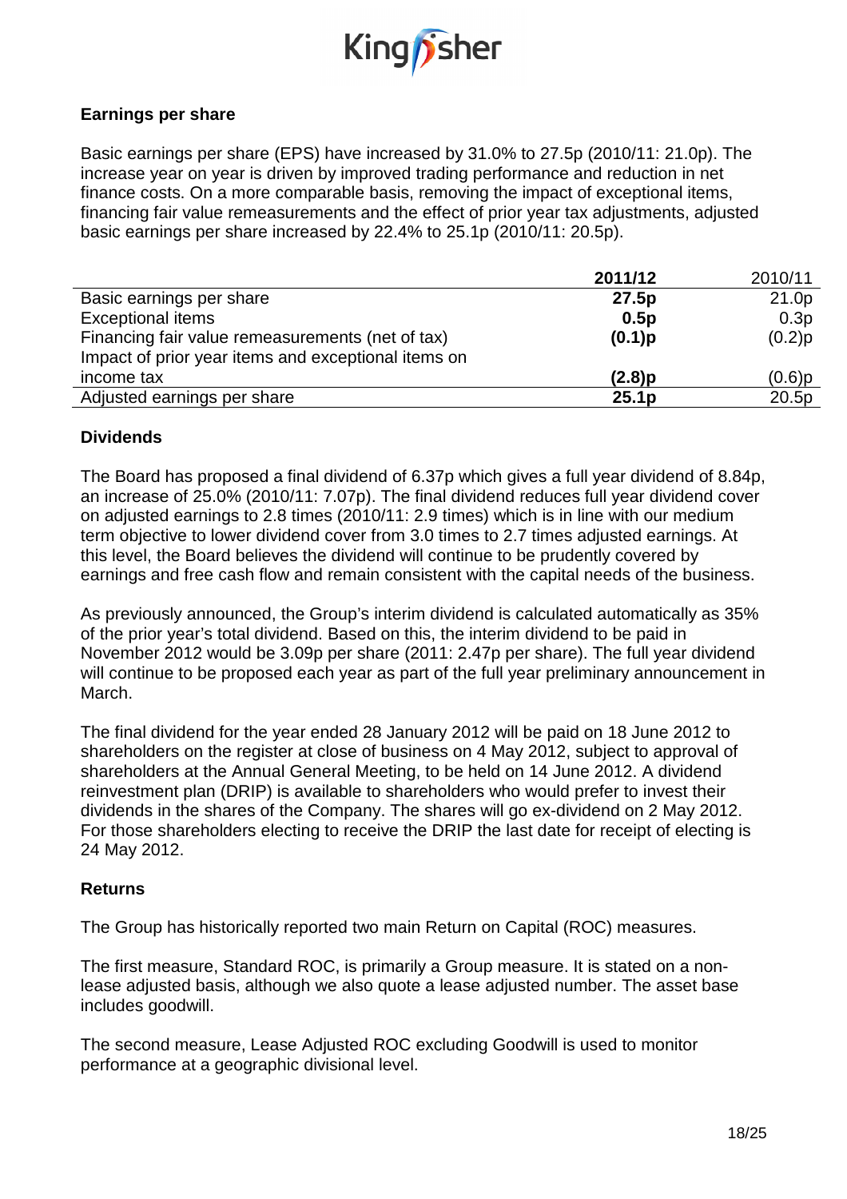## Earnings per share

Basic earnings per share (EPS) have increased by 31.0% to 27.5p (2010/11: 21.0p). The increase year on year is driven by improved trading performance and reduction in net finance costs. On a more comparable basis, removing the impact of exceptional items, financing fair value remeasurements and the effect of prior year tax adjustments, adjusted basic earnings per share increased by 22.4% to 25.1p (2010/11: 20.5p).

| | **2011/12** | 2010/11 |
|---|---|---|
| Basic earnings per share | **27.5p** | 21.0p |
| Exceptional items | **0.5p** | 0.3p |
| Financing fair value remeasurements (net of tax) | **(0.1)p** | (0.2)p |
| Impact of prior year items and exceptional items on income tax | **(2.8)p** | (0.6)p |
| Adjusted earnings per share | **25.1p** | 20.5p |

## Dividends

The Board has proposed a final dividend of 6.37p which gives a full year dividend of 8.84p, an increase of 25.0% (2010/11: 7.07p). The final dividend reduces full year dividend cover on adjusted earnings to 2.8 times (2010/11: 2.9 times) which is in line with our medium term objective to lower dividend cover from 3.0 times to 2.7 times adjusted earnings. At this level, the Board believes the dividend will continue to be prudently covered by earnings and free cash flow and remain consistent with the capital needs of the business.

As previously announced, the Group's interim dividend is calculated automatically as 35% of the prior year's total dividend. Based on this, the interim dividend to be paid in November 2012 would be 3.09p per share (2011: 2.47p per share). The full year dividend will continue to be proposed each year as part of the full year preliminary announcement in March.

The final dividend for the year ended 28 January 2012 will be paid on 18 June 2012 to shareholders on the register at close of business on 4 May 2012, subject to approval of shareholders at the Annual General Meeting, to be held on 14 June 2012. A dividend reinvestment plan (DRIP) is available to shareholders who would prefer to invest their dividends in the shares of the Company. The shares will go ex-dividend on 2 May 2012. For those shareholders electing to receive the DRIP the last date for receipt of electing is 24 May 2012.

## Returns

The Group has historically reported two main Return on Capital (ROC) measures.

The first measure, Standard ROC, is primarily a Group measure. It is stated on a non-lease adjusted basis, although we also quote a lease adjusted number. The asset base includes goodwill.

The second measure, Lease Adjusted ROC excluding Goodwill is used to monitor performance at a geographic divisional level.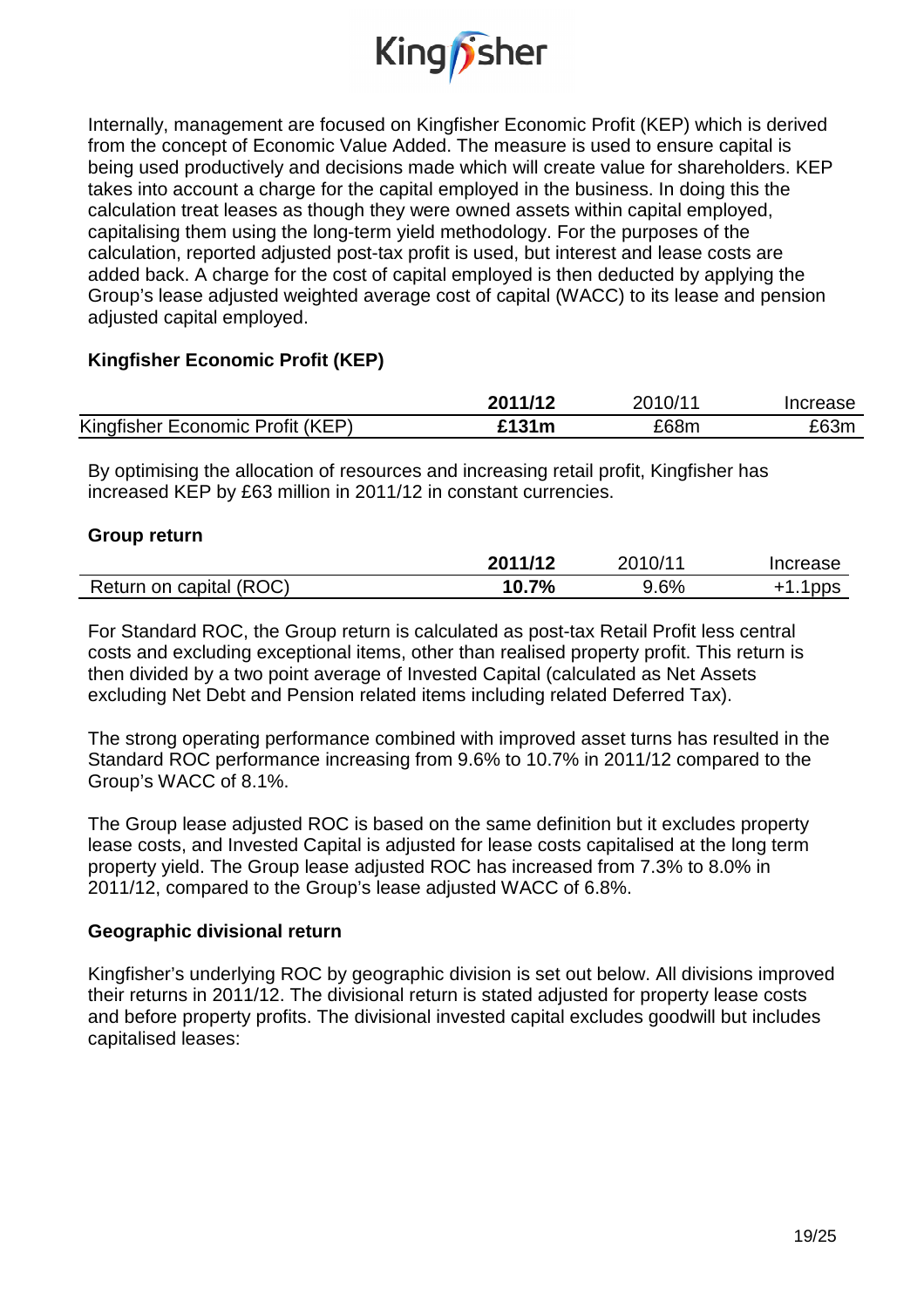Internally, management are focused on Kingfisher Economic Profit (KEP) which is derived from the concept of Economic Value Added. The measure is used to ensure capital is being used productively and decisions made which will create value for shareholders. KEP takes into account a charge for the capital employed in the business. In doing this the calculation treat leases as though they were owned assets within capital employed, capitalising them using the long-term yield methodology. For the purposes of the calculation, reported adjusted post-tax profit is used, but interest and lease costs are added back. A charge for the cost of capital employed is then deducted by applying the Group's lease adjusted weighted average cost of capital (WACC) to its lease and pension adjusted capital employed.

**Kingfisher Economic Profit (KEP)**

| | **2011/12** | 2010/11 | Increase |
|---|---|---|---|
| Kingfisher Economic Profit (KEP) | **£131m** | £68m | £63m |

By optimising the allocation of resources and increasing retail profit, Kingfisher has increased KEP by £63 million in 2011/12 in constant currencies.

**Group return**

| | **2011/12** | 2010/11 | Increase |
|---|---|---|---|
| Return on capital (ROC) | **10.7%** | 9.6% | +1.1pps |

For Standard ROC, the Group return is calculated as post-tax Retail Profit less central costs and excluding exceptional items, other than realised property profit. This return is then divided by a two point average of Invested Capital (calculated as Net Assets excluding Net Debt and Pension related items including related Deferred Tax).

The strong operating performance combined with improved asset turns has resulted in the Standard ROC performance increasing from 9.6% to 10.7% in 2011/12 compared to the Group's WACC of 8.1%.

The Group lease adjusted ROC is based on the same definition but it excludes property lease costs, and Invested Capital is adjusted for lease costs capitalised at the long term property yield. The Group lease adjusted ROC has increased from 7.3% to 8.0% in 2011/12, compared to the Group's lease adjusted WACC of 6.8%.

**Geographic divisional return**

Kingfisher's underlying ROC by geographic division is set out below. All divisions improved their returns in 2011/12. The divisional return is stated adjusted for property lease costs and before property profits. The divisional invested capital excludes goodwill but includes capitalised leases: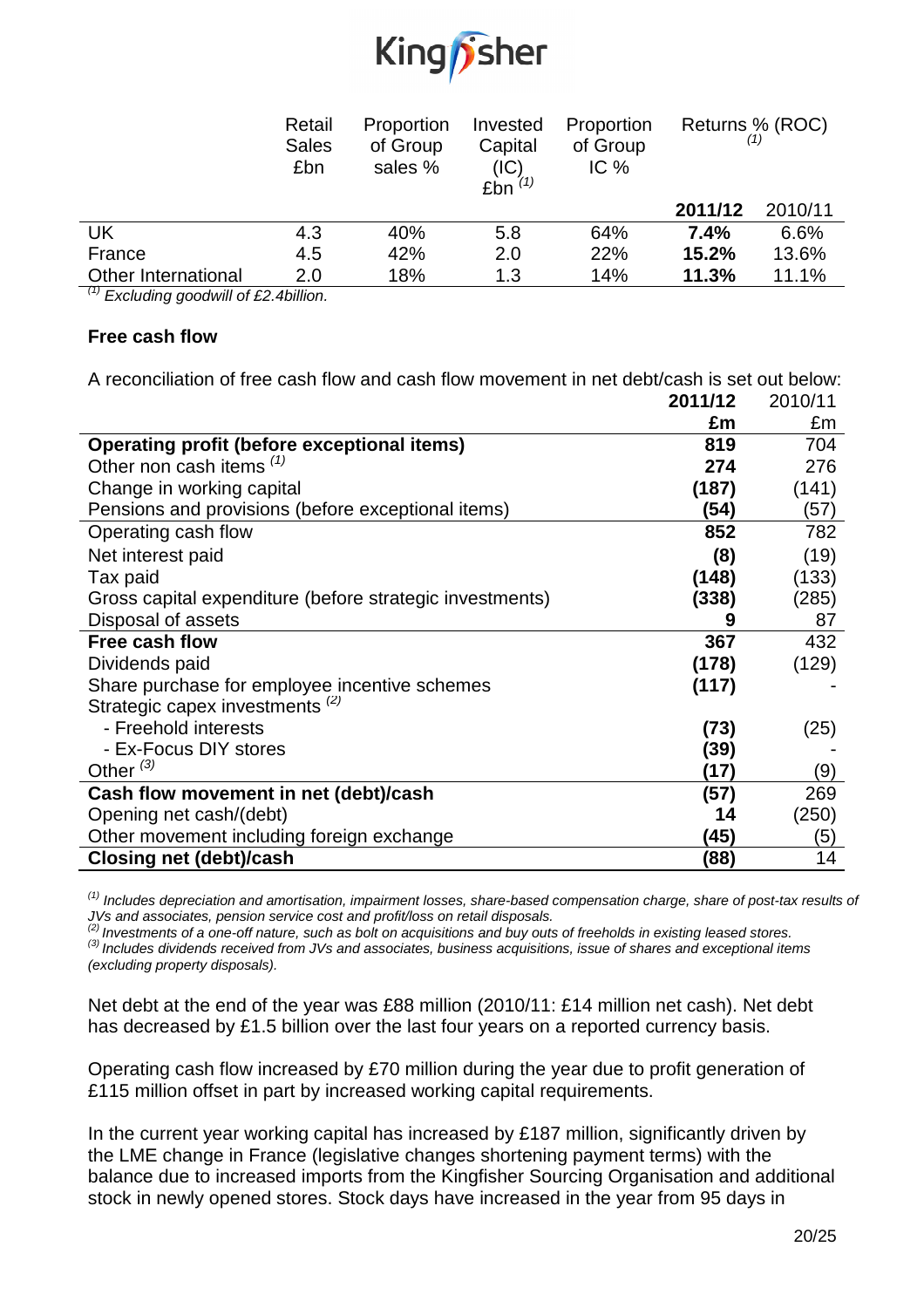|  | Retail Sales £bn | Proportion of Group sales % | Invested Capital (IC) £bn [(1)] | Proportion of Group IC % | Returns % (ROC) [(1)] |  |
|---|---|---|---|---|---|---|
|  |  |  |  |  | **2011/12** | 2010/11 |
| UK | 4.3 | 40% | 5.8 | 64% | **7.4%** | 6.6% |
| France | 4.5 | 42% | 2.0 | 22% | **15.2%** | 13.6% |
| Other International | 2.0 | 18% | 1.3 | 14% | **11.3%** | 11.1% |

[(1)] *Excluding goodwill of £2.4billion.*

**Free cash flow**

A reconciliation of free cash flow and cash flow movement in net debt/cash is set out below:

|  | **2011/12** | 2010/11 |
|---|---|---|
|  | **£m** | £m |
| **Operating profit (before exceptional items)** | **819** | 704 |
| Other non cash items [(1)] | **274** | 276 |
| Change in working capital | **(187)** | (141) |
| Pensions and provisions (before exceptional items) | **(54)** | (57) |
| Operating cash flow | **852** | 782 |
| Net interest paid | **(8)** | (19) |
| Tax paid | **(148)** | (133) |
| Gross capital expenditure (before strategic investments) | **(338)** | (285) |
| Disposal of assets | **9** | 87 |
| **Free cash flow** | **367** | 432 |
| Dividends paid | **(178)** | (129) |
| Share purchase for employee incentive schemes | **(117)** | - |
| Strategic capex investments [(2)] |  |  |
| - Freehold interests | **(73)** | (25) |
| - Ex-Focus DIY stores | **(39)** | - |
| Other [(3)] | **(17)** | (9) |
| **Cash flow movement in net (debt)/cash** | **(57)** | 269 |
| Opening net cash/(debt) | **14** | (250) |
| Other movement including foreign exchange | **(45)** | (5) |
| **Closing net (debt)/cash** | **(88)** | 14 |

[(1)] *Includes depreciation and amortisation, impairment losses, share-based compensation charge, share of post-tax results of JVs and associates, pension service cost and profit/loss on retail disposals.*
[(2)] *Investments of a one-off nature, such as bolt on acquisitions and buy outs of freeholds in existing leased stores.*
[(3)] *Includes dividends received from JVs and associates, business acquisitions, issue of shares and exceptional items (excluding property disposals).*

Net debt at the end of the year was £88 million (2010/11: £14 million net cash). Net debt has decreased by £1.5 billion over the last four years on a reported currency basis.

Operating cash flow increased by £70 million during the year due to profit generation of £115 million offset in part by increased working capital requirements.

In the current year working capital has increased by £187 million, significantly driven by the LME change in France (legislative changes shortening payment terms) with the balance due to increased imports from the Kingfisher Sourcing Organisation and additional stock in newly opened stores. Stock days have increased in the year from 95 days in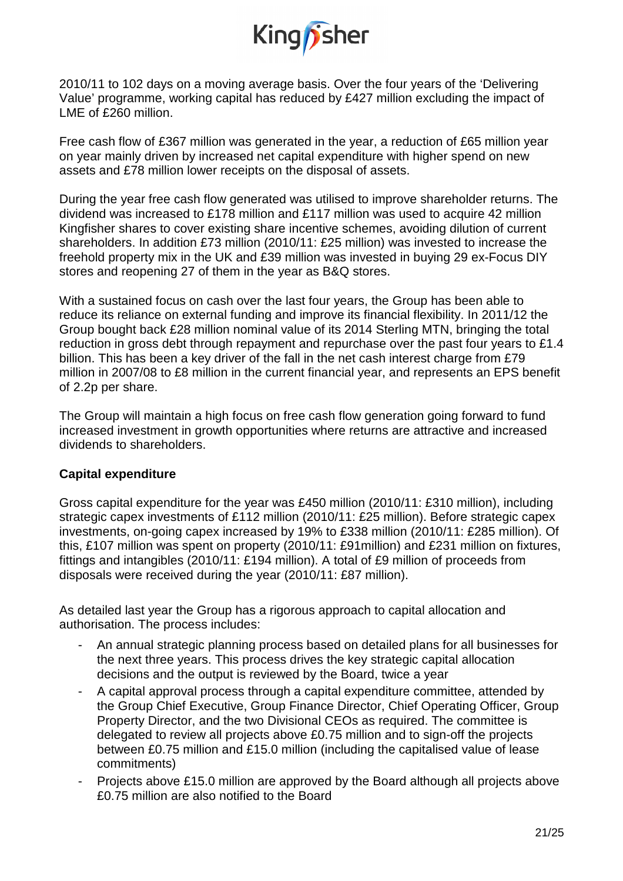2010/11 to 102 days on a moving average basis. Over the four years of the 'Delivering Value' programme, working capital has reduced by £427 million excluding the impact of LME of £260 million.

Free cash flow of £367 million was generated in the year, a reduction of £65 million year on year mainly driven by increased net capital expenditure with higher spend on new assets and £78 million lower receipts on the disposal of assets.

During the year free cash flow generated was utilised to improve shareholder returns. The dividend was increased to £178 million and £117 million was used to acquire 42 million Kingfisher shares to cover existing share incentive schemes, avoiding dilution of current shareholders. In addition £73 million (2010/11: £25 million) was invested to increase the freehold property mix in the UK and £39 million was invested in buying 29 ex-Focus DIY stores and reopening 27 of them in the year as B&Q stores.

With a sustained focus on cash over the last four years, the Group has been able to reduce its reliance on external funding and improve its financial flexibility. In 2011/12 the Group bought back £28 million nominal value of its 2014 Sterling MTN, bringing the total reduction in gross debt through repayment and repurchase over the past four years to £1.4 billion. This has been a key driver of the fall in the net cash interest charge from £79 million in 2007/08 to £8 million in the current financial year, and represents an EPS benefit of 2.2p per share.

The Group will maintain a high focus on free cash flow generation going forward to fund increased investment in growth opportunities where returns are attractive and increased dividends to shareholders.

**Capital expenditure**

Gross capital expenditure for the year was £450 million (2010/11: £310 million), including strategic capex investments of £112 million (2010/11: £25 million). Before strategic capex investments, on-going capex increased by 19% to £338 million (2010/11: £285 million). Of this, £107 million was spent on property (2010/11: £91million) and £231 million on fixtures, fittings and intangibles (2010/11: £194 million). A total of £9 million of proceeds from disposals were received during the year (2010/11: £87 million).

As detailed last year the Group has a rigorous approach to capital allocation and authorisation. The process includes:

- An annual strategic planning process based on detailed plans for all businesses for the next three years. This process drives the key strategic capital allocation decisions and the output is reviewed by the Board, twice a year
- A capital approval process through a capital expenditure committee, attended by the Group Chief Executive, Group Finance Director, Chief Operating Officer, Group Property Director, and the two Divisional CEOs as required. The committee is delegated to review all projects above £0.75 million and to sign-off the projects between £0.75 million and £15.0 million (including the capitalised value of lease commitments)
- Projects above £15.0 million are approved by the Board although all projects above £0.75 million are also notified to the Board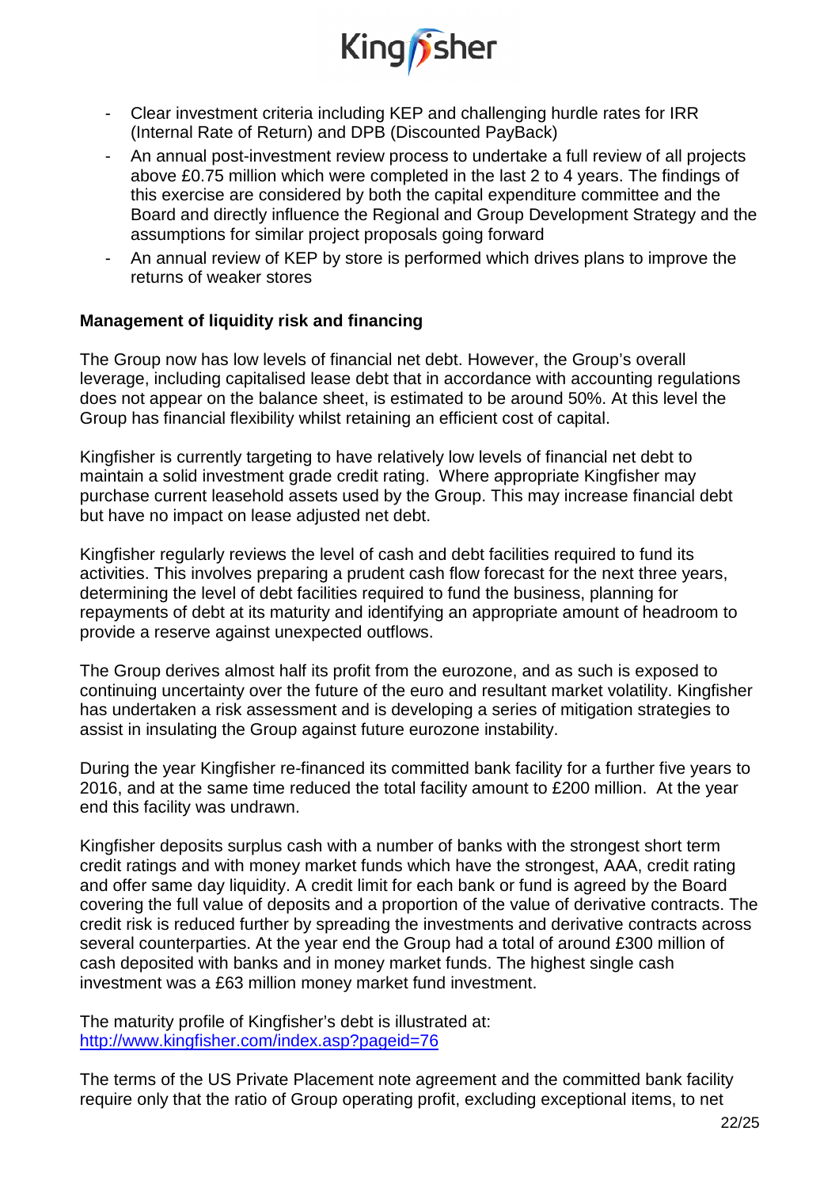- Clear investment criteria including KEP and challenging hurdle rates for IRR (Internal Rate of Return) and DPB (Discounted PayBack)
- An annual post-investment review process to undertake a full review of all projects above £0.75 million which were completed in the last 2 to 4 years. The findings of this exercise are considered by both the capital expenditure committee and the Board and directly influence the Regional and Group Development Strategy and the assumptions for similar project proposals going forward
- An annual review of KEP by store is performed which drives plans to improve the returns of weaker stores

**Management of liquidity risk and financing**

The Group now has low levels of financial net debt. However, the Group's overall leverage, including capitalised lease debt that in accordance with accounting regulations does not appear on the balance sheet, is estimated to be around 50%. At this level the Group has financial flexibility whilst retaining an efficient cost of capital.

Kingfisher is currently targeting to have relatively low levels of financial net debt to maintain a solid investment grade credit rating. Where appropriate Kingfisher may purchase current leasehold assets used by the Group. This may increase financial debt but have no impact on lease adjusted net debt.

Kingfisher regularly reviews the level of cash and debt facilities required to fund its activities. This involves preparing a prudent cash flow forecast for the next three years, determining the level of debt facilities required to fund the business, planning for repayments of debt at its maturity and identifying an appropriate amount of headroom to provide a reserve against unexpected outflows.

The Group derives almost half its profit from the eurozone, and as such is exposed to continuing uncertainty over the future of the euro and resultant market volatility. Kingfisher has undertaken a risk assessment and is developing a series of mitigation strategies to assist in insulating the Group against future eurozone instability.

During the year Kingfisher re-financed its committed bank facility for a further five years to 2016, and at the same time reduced the total facility amount to £200 million. At the year end this facility was undrawn.

Kingfisher deposits surplus cash with a number of banks with the strongest short term credit ratings and with money market funds which have the strongest, AAA, credit rating and offer same day liquidity. A credit limit for each bank or fund is agreed by the Board covering the full value of deposits and a proportion of the value of derivative contracts. The credit risk is reduced further by spreading the investments and derivative contracts across several counterparties. At the year end the Group had a total of around £300 million of cash deposited with banks and in money market funds. The highest single cash investment was a £63 million money market fund investment.

The maturity profile of Kingfisher's debt is illustrated at: [http://www.kingfisher.com/index.asp?pageid=76](http://www.kingfisher.com/index.asp?pageid=76)

The terms of the US Private Placement note agreement and the committed bank facility require only that the ratio of Group operating profit, excluding exceptional items, to net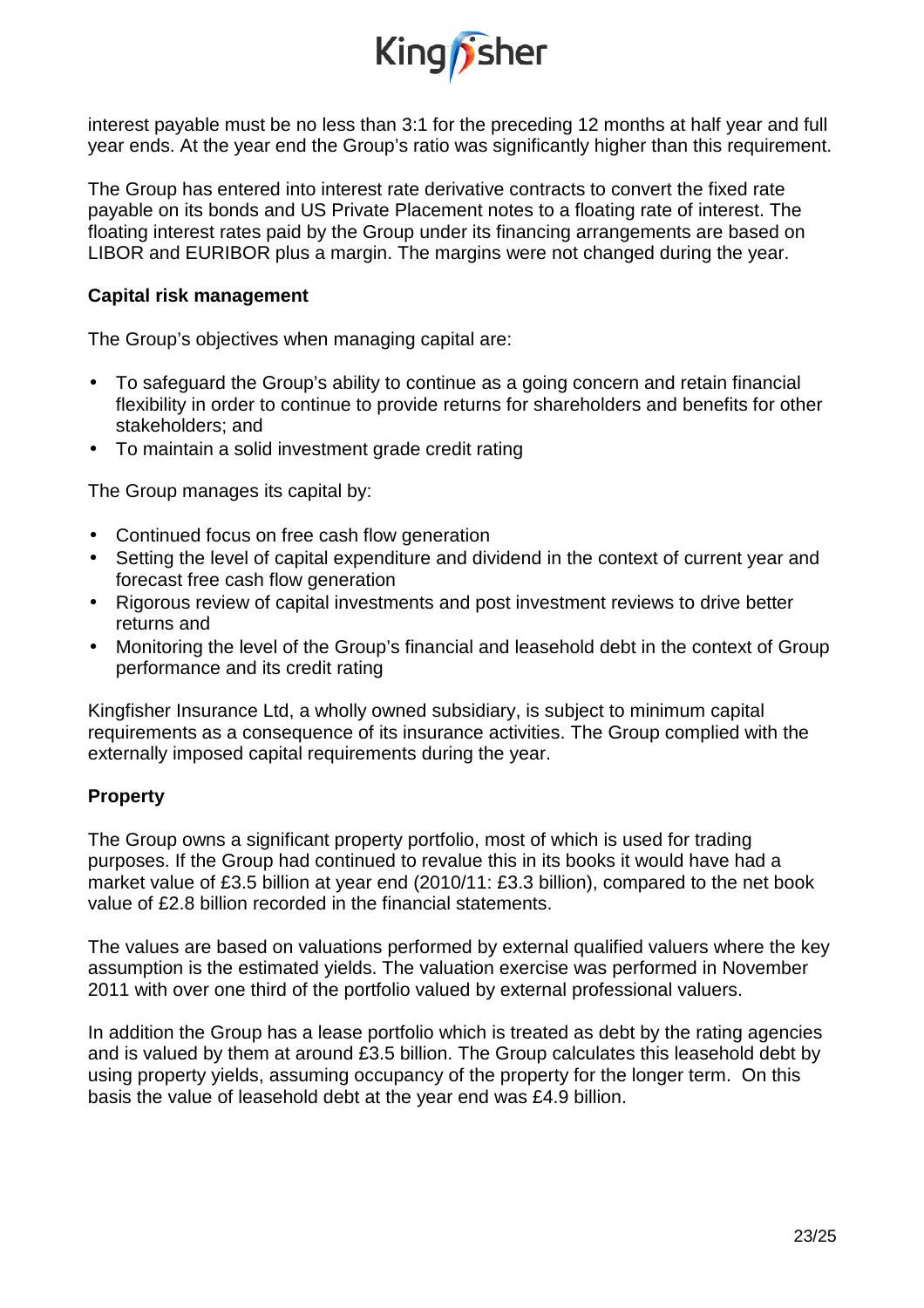interest payable must be no less than 3:1 for the preceding 12 months at half year and full year ends. At the year end the Group's ratio was significantly higher than this requirement.

The Group has entered into interest rate derivative contracts to convert the fixed rate payable on its bonds and US Private Placement notes to a floating rate of interest. The floating interest rates paid by the Group under its financing arrangements are based on LIBOR and EURIBOR plus a margin. The margins were not changed during the year.

**Capital risk management**

The Group's objectives when managing capital are:

- To safeguard the Group's ability to continue as a going concern and retain financial flexibility in order to continue to provide returns for shareholders and benefits for other stakeholders; and
- To maintain a solid investment grade credit rating

The Group manages its capital by:

- Continued focus on free cash flow generation
- Setting the level of capital expenditure and dividend in the context of current year and forecast free cash flow generation
- Rigorous review of capital investments and post investment reviews to drive better returns and
- Monitoring the level of the Group's financial and leasehold debt in the context of Group performance and its credit rating

Kingfisher Insurance Ltd, a wholly owned subsidiary, is subject to minimum capital requirements as a consequence of its insurance activities. The Group complied with the externally imposed capital requirements during the year.

**Property**

The Group owns a significant property portfolio, most of which is used for trading purposes. If the Group had continued to revalue this in its books it would have had a market value of £3.5 billion at year end (2010/11: £3.3 billion), compared to the net book value of £2.8 billion recorded in the financial statements.

The values are based on valuations performed by external qualified valuers where the key assumption is the estimated yields. The valuation exercise was performed in November 2011 with over one third of the portfolio valued by external professional valuers.

In addition the Group has a lease portfolio which is treated as debt by the rating agencies and is valued by them at around £3.5 billion. The Group calculates this leasehold debt by using property yields, assuming occupancy of the property for the longer term. On this basis the value of leasehold debt at the year end was £4.9 billion.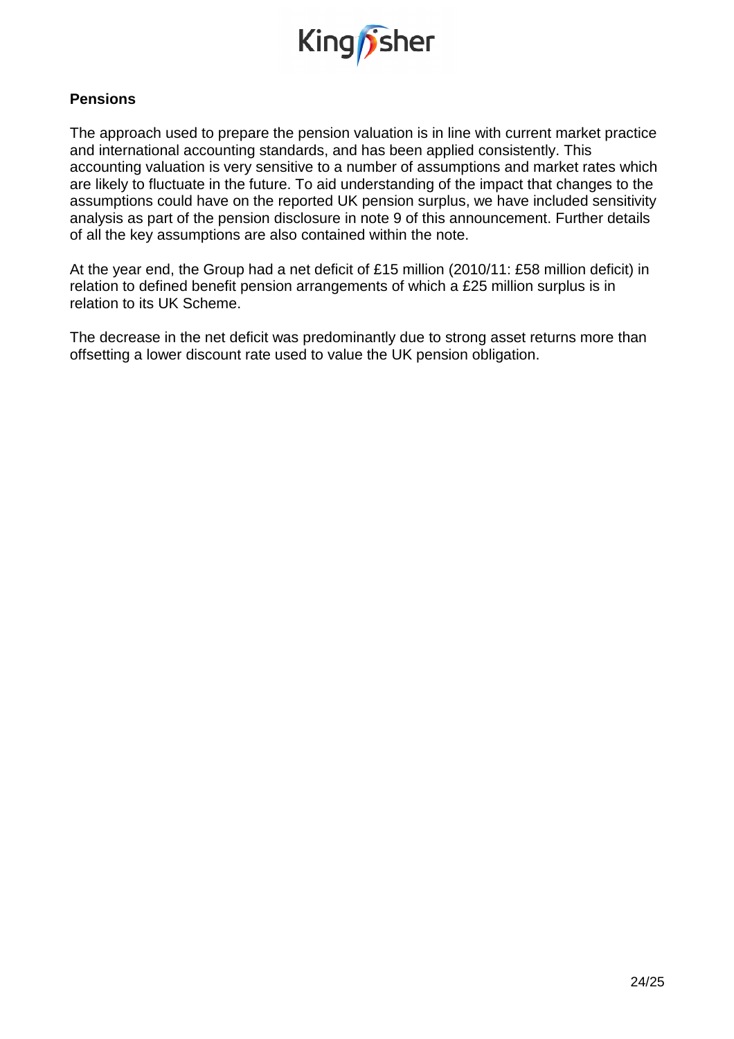**Pensions**

The approach used to prepare the pension valuation is in line with current market practice and international accounting standards, and has been applied consistently. This accounting valuation is very sensitive to a number of assumptions and market rates which are likely to fluctuate in the future. To aid understanding of the impact that changes to the assumptions could have on the reported UK pension surplus, we have included sensitivity analysis as part of the pension disclosure in note 9 of this announcement. Further details of all the key assumptions are also contained within the note.

At the year end, the Group had a net deficit of £15 million (2010/11: £58 million deficit) in relation to defined benefit pension arrangements of which a £25 million surplus is in relation to its UK Scheme.

The decrease in the net deficit was predominantly due to strong asset returns more than offsetting a lower discount rate used to value the UK pension obligation.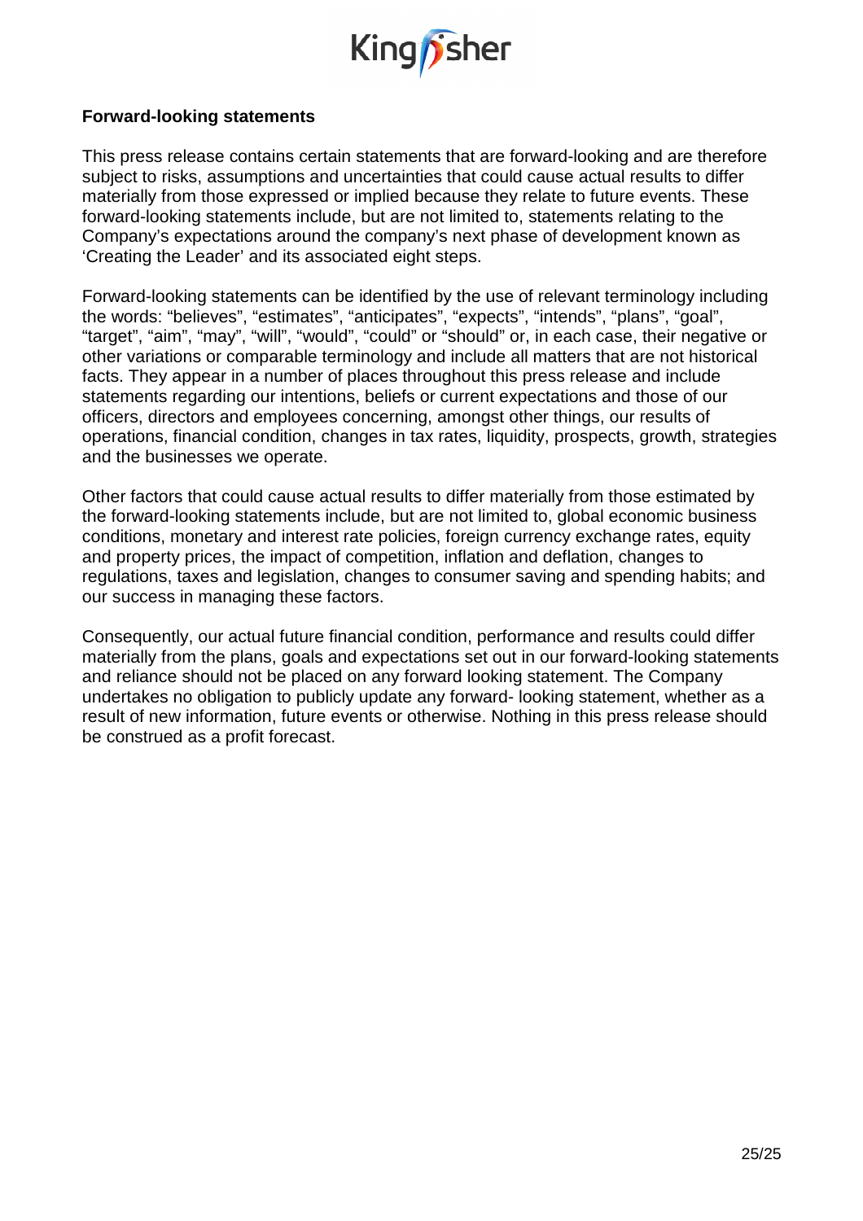**Forward-looking statements**

This press release contains certain statements that are forward-looking and are therefore subject to risks, assumptions and uncertainties that could cause actual results to differ materially from those expressed or implied because they relate to future events. These forward-looking statements include, but are not limited to, statements relating to the Company's expectations around the company's next phase of development known as 'Creating the Leader' and its associated eight steps.

Forward-looking statements can be identified by the use of relevant terminology including the words: "believes", "estimates", "anticipates", "expects", "intends", "plans", "goal", "target", "aim", "may", "will", "would", "could" or "should" or, in each case, their negative or other variations or comparable terminology and include all matters that are not historical facts. They appear in a number of places throughout this press release and include statements regarding our intentions, beliefs or current expectations and those of our officers, directors and employees concerning, amongst other things, our results of operations, financial condition, changes in tax rates, liquidity, prospects, growth, strategies and the businesses we operate.

Other factors that could cause actual results to differ materially from those estimated by the forward-looking statements include, but are not limited to, global economic business conditions, monetary and interest rate policies, foreign currency exchange rates, equity and property prices, the impact of competition, inflation and deflation, changes to regulations, taxes and legislation, changes to consumer saving and spending habits; and our success in managing these factors.

Consequently, our actual future financial condition, performance and results could differ materially from the plans, goals and expectations set out in our forward-looking statements and reliance should not be placed on any forward looking statement. The Company undertakes no obligation to publicly update any forward- looking statement, whether as a result of new information, future events or otherwise. Nothing in this press release should be construed as a profit forecast.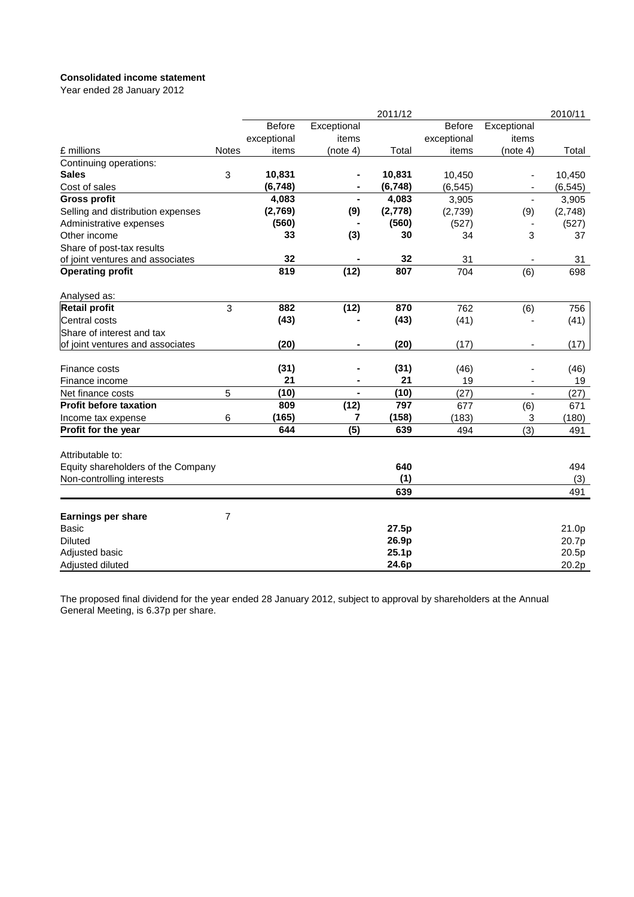**Consolidated income statement**

Year ended 28 January 2012

| £ millions | Notes | 2011/12 Before exceptional items | 2011/12 Exceptional items (note 4) | 2011/12 Total | 2010/11 Before exceptional items | 2010/11 Exceptional items (note 4) | 2010/11 Total |
|---|---|---|---|---|---|---|---|
| Continuing operations: | | | | | | | |
| **Sales** | 3 | **10,831** | **-** | **10,831** | 10,450 | - | 10,450 |
| Cost of sales | | **(6,748)** | **-** | **(6,748)** | (6,545) | - | (6,545) |
| **Gross profit** | | **4,083** | **-** | **4,083** | 3,905 | - | 3,905 |
| Selling and distribution expenses | | **(2,769)** | **(9)** | **(2,778)** | (2,739) | (9) | (2,748) |
| Administrative expenses | | **(560)** | **-** | **(560)** | (527) | - | (527) |
| Other income | | **33** | **(3)** | **30** | 34 | 3 | 37 |
| Share of post-tax results of joint ventures and associates | | **32** | **-** | **32** | 31 | - | 31 |
| **Operating profit** | | **819** | **(12)** | **807** | 704 | (6) | 698 |
| Analysed as: | | | | | | | |
| **Retail profit** | 3 | **882** | **(12)** | **870** | 762 | (6) | 756 |
| Central costs | | **(43)** | **-** | **(43)** | (41) | - | (41) |
| Share of interest and tax of joint ventures and associates | | **(20)** | **-** | **(20)** | (17) | - | (17) |
| Finance costs | | **(31)** | **-** | **(31)** | (46) | - | (46) |
| Finance income | | **21** | **-** | **21** | 19 | - | 19 |
| Net finance costs | 5 | **(10)** | **-** | **(10)** | (27) | - | (27) |
| **Profit before taxation** | | **809** | **(12)** | **797** | 677 | (6) | 671 |
| Income tax expense | 6 | **(165)** | **7** | **(158)** | (183) | 3 | (180) |
| **Profit for the year** | | **644** | **(5)** | **639** | 494 | (3) | 491 |
| Attributable to: | | | | | | | |
| Equity shareholders of the Company | | | | **640** | | | 494 |
| Non-controlling interests | | | | **(1)** | | | (3) |
| | | | | **639** | | | 491 |
| **Earnings per share** | 7 | | | | | | |
| Basic | | | | **27.5p** | | | 21.0p |
| Diluted | | | | **26.9p** | | | 20.7p |
| Adjusted basic | | | | **25.1p** | | | 20.5p |
| Adjusted diluted | | | | **24.6p** | | | 20.2p |

The proposed final dividend for the year ended 28 January 2012, subject to approval by shareholders at the Annual General Meeting, is 6.37p per share.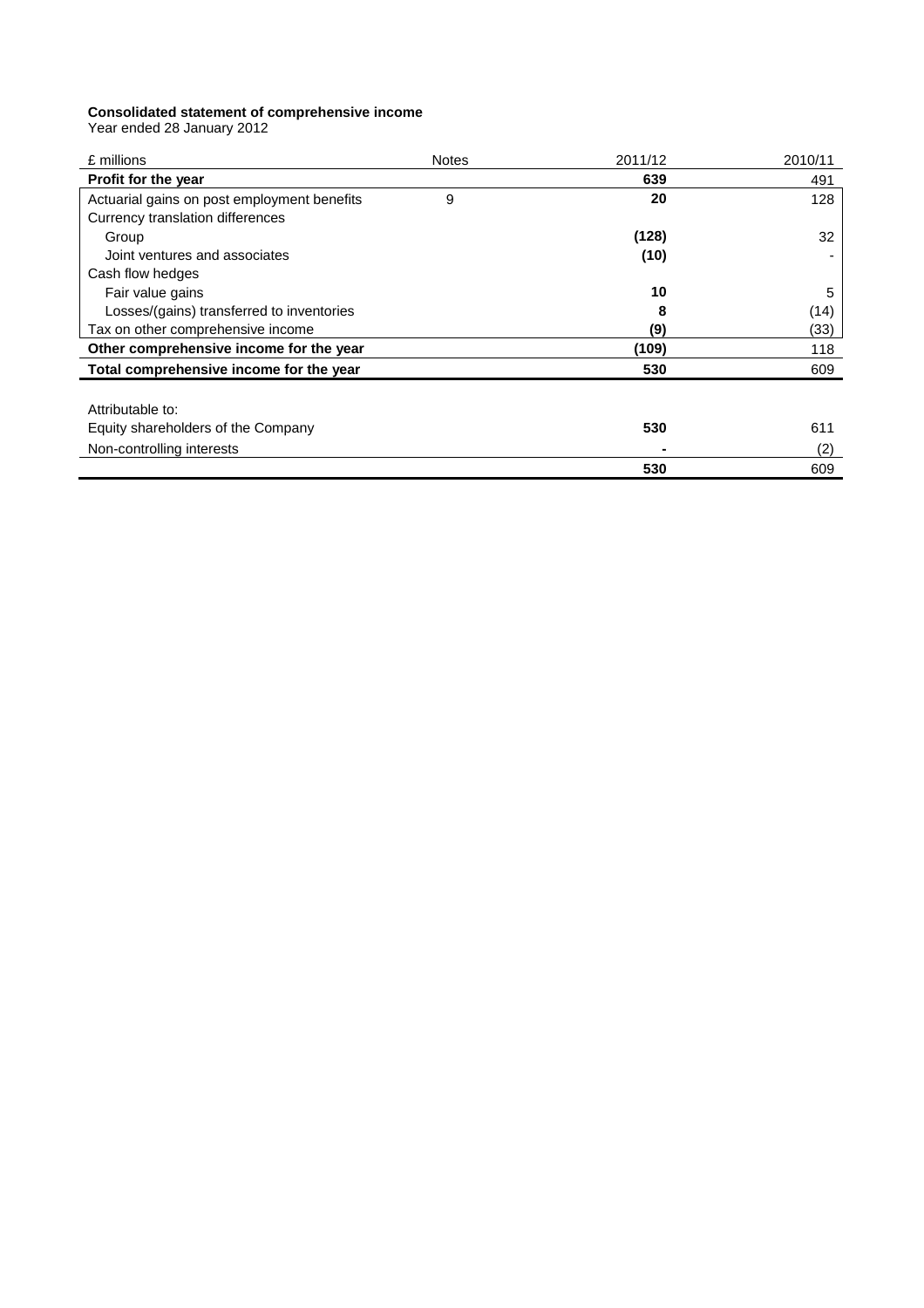**Consolidated statement of comprehensive income**
Year ended 28 January 2012

| £ millions | Notes | 2011/12 | 2010/11 |
|---|---|---|---|
| **Profit for the year** | | **639** | 491 |
| Actuarial gains on post employment benefits | 9 | **20** | 128 |
| Currency translation differences | | | |
| Group | | **(128)** | 32 |
| Joint ventures and associates | | **(10)** | - |
| Cash flow hedges | | | |
| Fair value gains | | **10** | 5 |
| Losses/(gains) transferred to inventories | | **8** | (14) |
| Tax on other comprehensive income | | **(9)** | (33) |
| **Other comprehensive income for the year** | | **(109)** | 118 |
| **Total comprehensive income for the year** | | **530** | 609 |
| | | | |
| Attributable to: | | | |
| Equity shareholders of the Company | | **530** | 611 |
| Non-controlling interests | | **-** | (2) |
| | | **530** | 609 |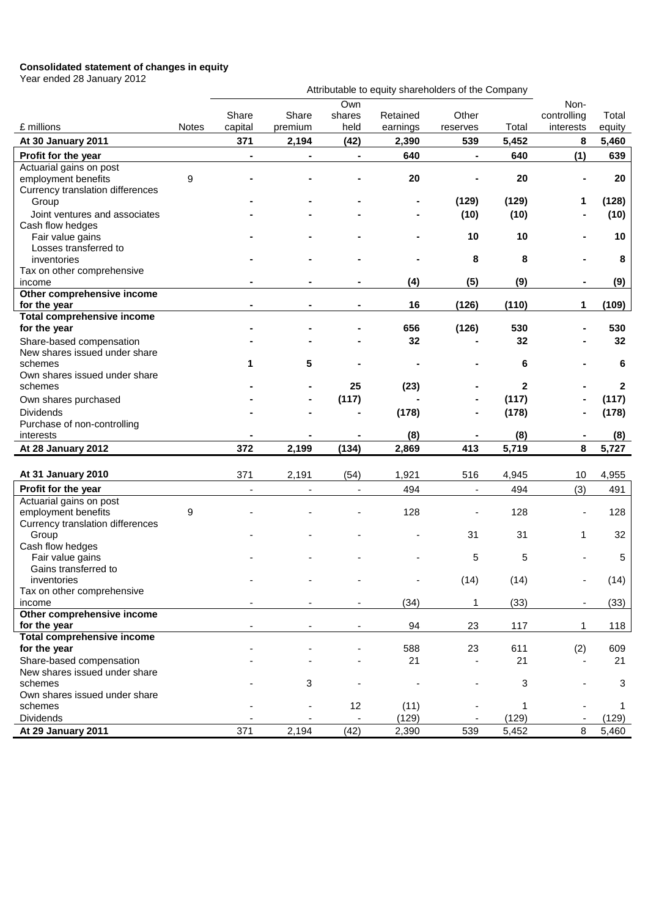**Consolidated statement of changes in equity**
Year ended 28 January 2012

| | | Attributable to equity shareholders of the Company | | | | | | | |
|---|---|---|---|---|---|---|---|---|---|
| £ millions | Notes | Share capital | Share premium | Own shares held | Retained earnings | Other reserves | Total | Non-controlling interests | Total equity |
| **At 30 January 2011** | | **371** | **2,194** | **(42)** | **2,390** | **539** | **5,452** | **8** | **5,460** |
| **Profit for the year** | | **-** | **-** | **-** | **640** | **-** | **640** | **(1)** | **639** |
| Actuarial gains on post employment benefits | 9 | **-** | **-** | **-** | **20** | **-** | **20** | **-** | **20** |
| Currency translation differences | | | | | | | | | |
| Group | | **-** | **-** | **-** | **-** | **(129)** | **(129)** | **1** | **(128)** |
| Joint ventures and associates | | **-** | **-** | **-** | **-** | **(10)** | **(10)** | **-** | **(10)** |
| Cash flow hedges | | | | | | | | | |
| Fair value gains | | **-** | **-** | **-** | **-** | **10** | **10** | **-** | **10** |
| Losses transferred to inventories | | **-** | **-** | **-** | **-** | **8** | **8** | **-** | **8** |
| Tax on other comprehensive income | | **-** | **-** | **-** | **(4)** | **(5)** | **(9)** | **-** | **(9)** |
| **Other comprehensive income for the year** | | **-** | **-** | **-** | **16** | **(126)** | **(110)** | **1** | **(109)** |
| **Total comprehensive income for the year** | | **-** | **-** | **-** | **656** | **(126)** | **530** | **-** | **530** |
| Share-based compensation | | **-** | **-** | **-** | **32** | **-** | **32** | **-** | **32** |
| New shares issued under share schemes | | **1** | **5** | **-** | **-** | **-** | **6** | **-** | **6** |
| Own shares issued under share schemes | | **-** | **-** | **25** | **(23)** | **-** | **2** | **-** | **2** |
| Own shares purchased | | **-** | **-** | **(117)** | **-** | **-** | **(117)** | **-** | **(117)** |
| Dividends | | **-** | **-** | **-** | **(178)** | **-** | **(178)** | **-** | **(178)** |
| Purchase of non-controlling interests | | **-** | **-** | **-** | **(8)** | **-** | **(8)** | **-** | **(8)** |
| **At 28 January 2012** | | **372** | **2,199** | **(134)** | **2,869** | **413** | **5,719** | **8** | **5,727** |
| | | | | | | | | | |
| **At 31 January 2010** | | 371 | 2,191 | (54) | 1,921 | 516 | 4,945 | 10 | 4,955 |
| **Profit for the year** | | - | - | - | 494 | - | 494 | (3) | 491 |
| Actuarial gains on post employment benefits | 9 | - | - | - | 128 | - | 128 | - | 128 |
| Currency translation differences | | | | | | | | | |
| Group | | - | - | - | - | 31 | 31 | 1 | 32 |
| Cash flow hedges | | | | | | | | | |
| Fair value gains | | - | - | - | - | 5 | 5 | - | 5 |
| Gains transferred to inventories | | - | - | - | - | (14) | (14) | - | (14) |
| Tax on other comprehensive income | | - | - | - | (34) | 1 | (33) | - | (33) |
| **Other comprehensive income for the year** | | - | - | - | 94 | 23 | 117 | 1 | 118 |
| **Total comprehensive income for the year** | | - | - | - | 588 | 23 | 611 | (2) | 609 |
| Share-based compensation | | - | - | - | 21 | - | 21 | - | 21 |
| New shares issued under share schemes | | - | 3 | - | - | - | 3 | - | 3 |
| Own shares issued under share schemes | | - | - | 12 | (11) | - | 1 | - | 1 |
| Dividends | | - | - | - | (129) | - | (129) | - | (129) |
| **At 29 January 2011** | | 371 | 2,194 | (42) | 2,390 | 539 | 5,452 | 8 | 5,460 |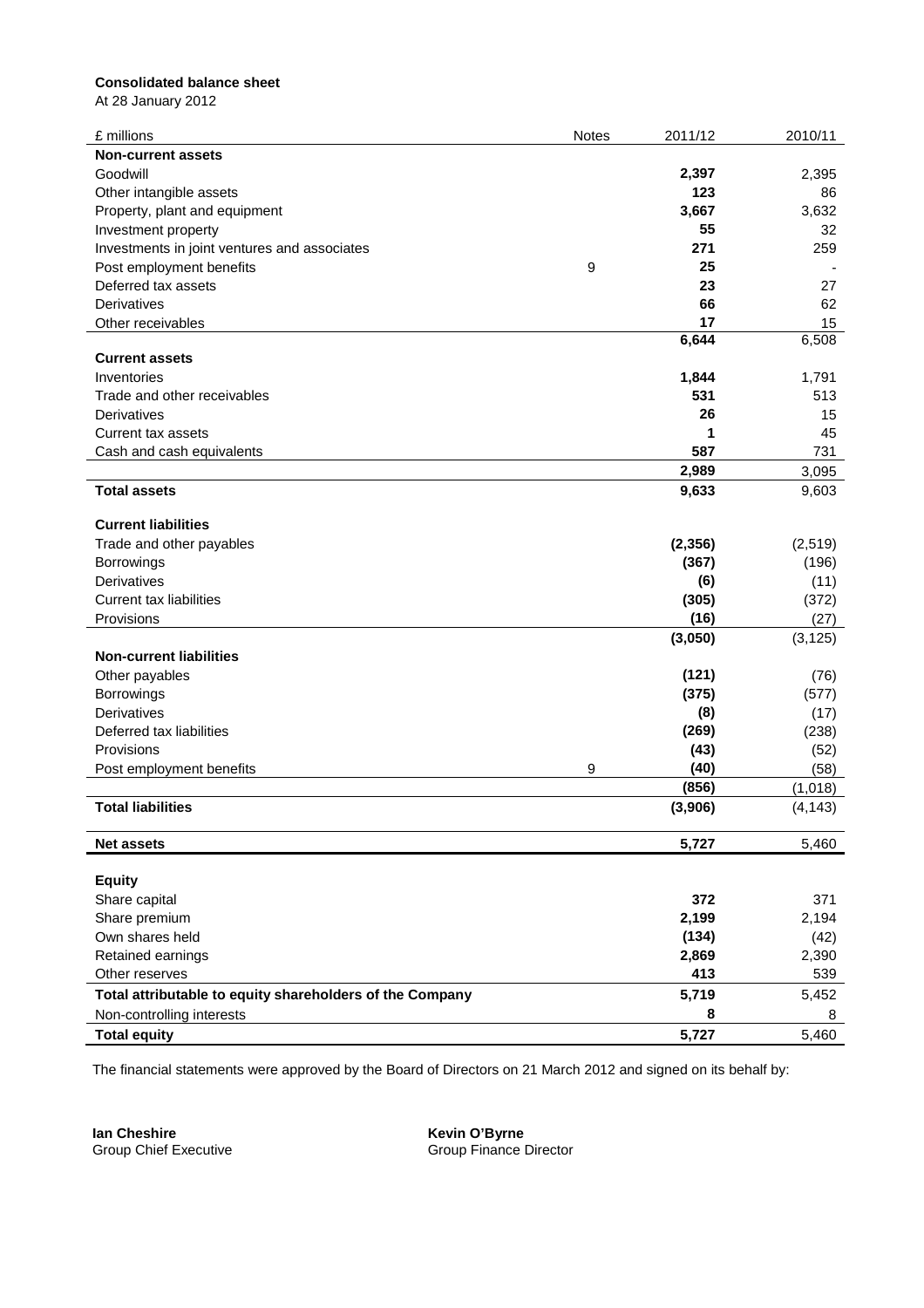**Consolidated balance sheet**

At 28 January 2012

| £ millions | Notes | 2011/12 | 2010/11 |
|---|---|---|---|
| **Non-current assets** | | | |
| Goodwill | | **2,397** | 2,395 |
| Other intangible assets | | **123** | 86 |
| Property, plant and equipment | | **3,667** | 3,632 |
| Investment property | | **55** | 32 |
| Investments in joint ventures and associates | | **271** | 259 |
| Post employment benefits | 9 | **25** | - |
| Deferred tax assets | | **23** | 27 |
| Derivatives | | **66** | 62 |
| Other receivables | | **17** | 15 |
| | | **6,644** | 6,508 |
| **Current assets** | | | |
| Inventories | | **1,844** | 1,791 |
| Trade and other receivables | | **531** | 513 |
| Derivatives | | **26** | 15 |
| Current tax assets | | **1** | 45 |
| Cash and cash equivalents | | **587** | 731 |
| | | **2,989** | 3,095 |
| **Total assets** | | **9,633** | 9,603 |
| **Current liabilities** | | | |
| Trade and other payables | | **(2,356)** | (2,519) |
| Borrowings | | **(367)** | (196) |
| Derivatives | | **(6)** | (11) |
| Current tax liabilities | | **(305)** | (372) |
| Provisions | | **(16)** | (27) |
| | | **(3,050)** | (3,125) |
| **Non-current liabilities** | | | |
| Other payables | | **(121)** | (76) |
| Borrowings | | **(375)** | (577) |
| Derivatives | | **(8)** | (17) |
| Deferred tax liabilities | | **(269)** | (238) |
| Provisions | | **(43)** | (52) |
| Post employment benefits | 9 | **(40)** | (58) |
| | | **(856)** | (1,018) |
| **Total liabilities** | | **(3,906)** | (4,143) |
| **Net assets** | | **5,727** | 5,460 |
| **Equity** | | | |
| Share capital | | **372** | 371 |
| Share premium | | **2,199** | 2,194 |
| Own shares held | | **(134)** | (42) |
| Retained earnings | | **2,869** | 2,390 |
| Other reserves | | **413** | 539 |
| **Total attributable to equity shareholders of the Company** | | **5,719** | 5,452 |
| Non-controlling interests | | **8** | 8 |
| **Total equity** | | **5,727** | 5,460 |

The financial statements were approved by the Board of Directors on 21 March 2012 and signed on its behalf by:

**Ian Cheshire**
Group Chief Executive

**Kevin O'Byrne**
Group Finance Director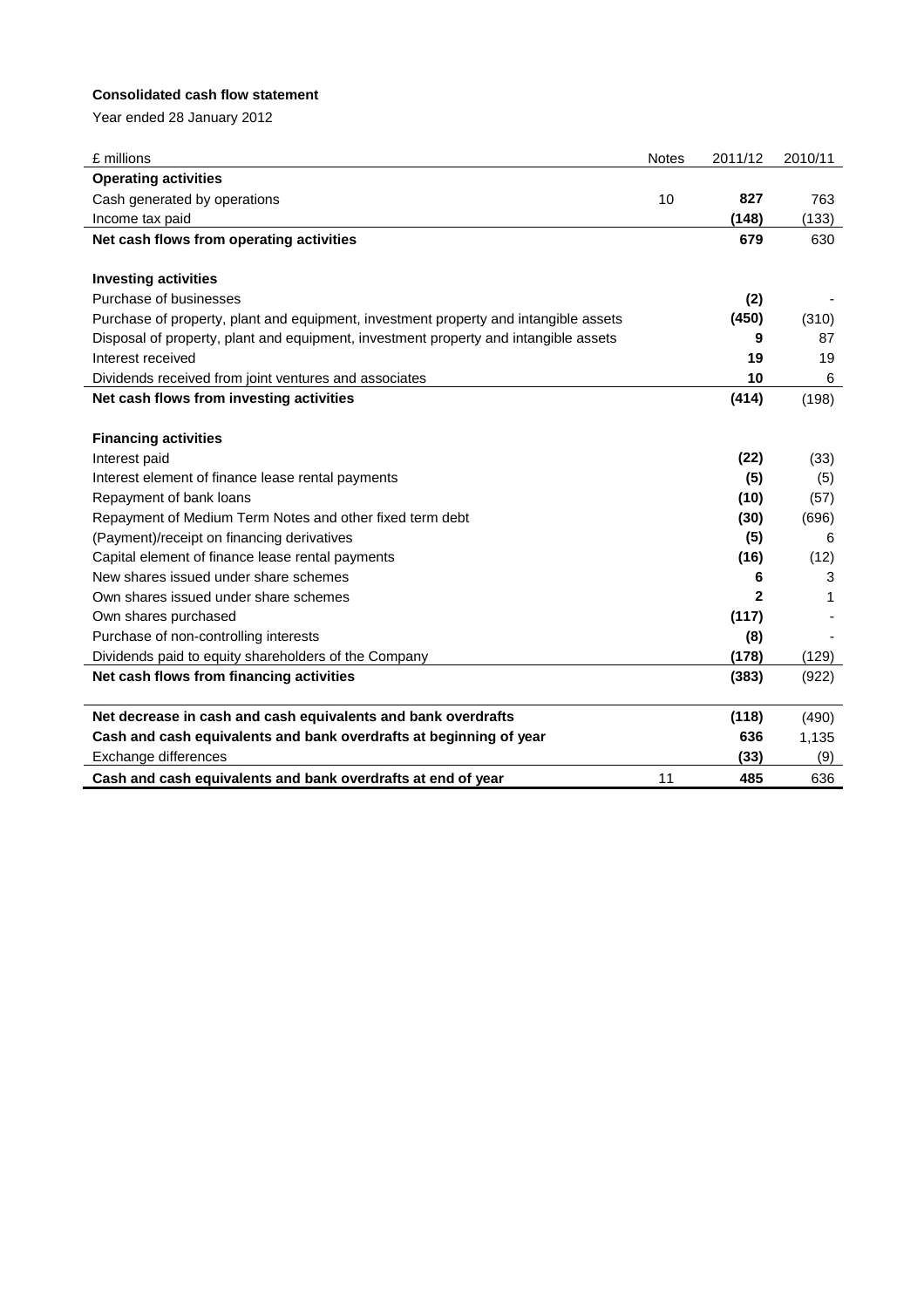**Consolidated cash flow statement**

Year ended 28 January 2012

| £ millions | Notes | 2011/12 | 2010/11 |
|---|---|---|---|
| **Operating activities** | | | |
| Cash generated by operations | 10 | **827** | 763 |
| Income tax paid | | **(148)** | (133) |
| **Net cash flows from operating activities** | | **679** | 630 |
| | | | |
| **Investing activities** | | | |
| Purchase of businesses | | **(2)** | - |
| Purchase of property, plant and equipment, investment property and intangible assets | | **(450)** | (310) |
| Disposal of property, plant and equipment, investment property and intangible assets | | **9** | 87 |
| Interest received | | **19** | 19 |
| Dividends received from joint ventures and associates | | **10** | 6 |
| **Net cash flows from investing activities** | | **(414)** | (198) |
| | | | |
| **Financing activities** | | | |
| Interest paid | | **(22)** | (33) |
| Interest element of finance lease rental payments | | **(5)** | (5) |
| Repayment of bank loans | | **(10)** | (57) |
| Repayment of Medium Term Notes and other fixed term debt | | **(30)** | (696) |
| (Payment)/receipt on financing derivatives | | **(5)** | 6 |
| Capital element of finance lease rental payments | | **(16)** | (12) |
| New shares issued under share schemes | | **6** | 3 |
| Own shares issued under share schemes | | **2** | 1 |
| Own shares purchased | | **(117)** | - |
| Purchase of non-controlling interests | | **(8)** | - |
| Dividends paid to equity shareholders of the Company | | **(178)** | (129) |
| **Net cash flows from financing activities** | | **(383)** | (922) |
| | | | |
| **Net decrease in cash and cash equivalents and bank overdrafts** | | **(118)** | (490) |
| **Cash and cash equivalents and bank overdrafts at beginning of year** | | **636** | 1,135 |
| Exchange differences | | **(33)** | (9) |
| **Cash and cash equivalents and bank overdrafts at end of year** | 11 | **485** | 636 |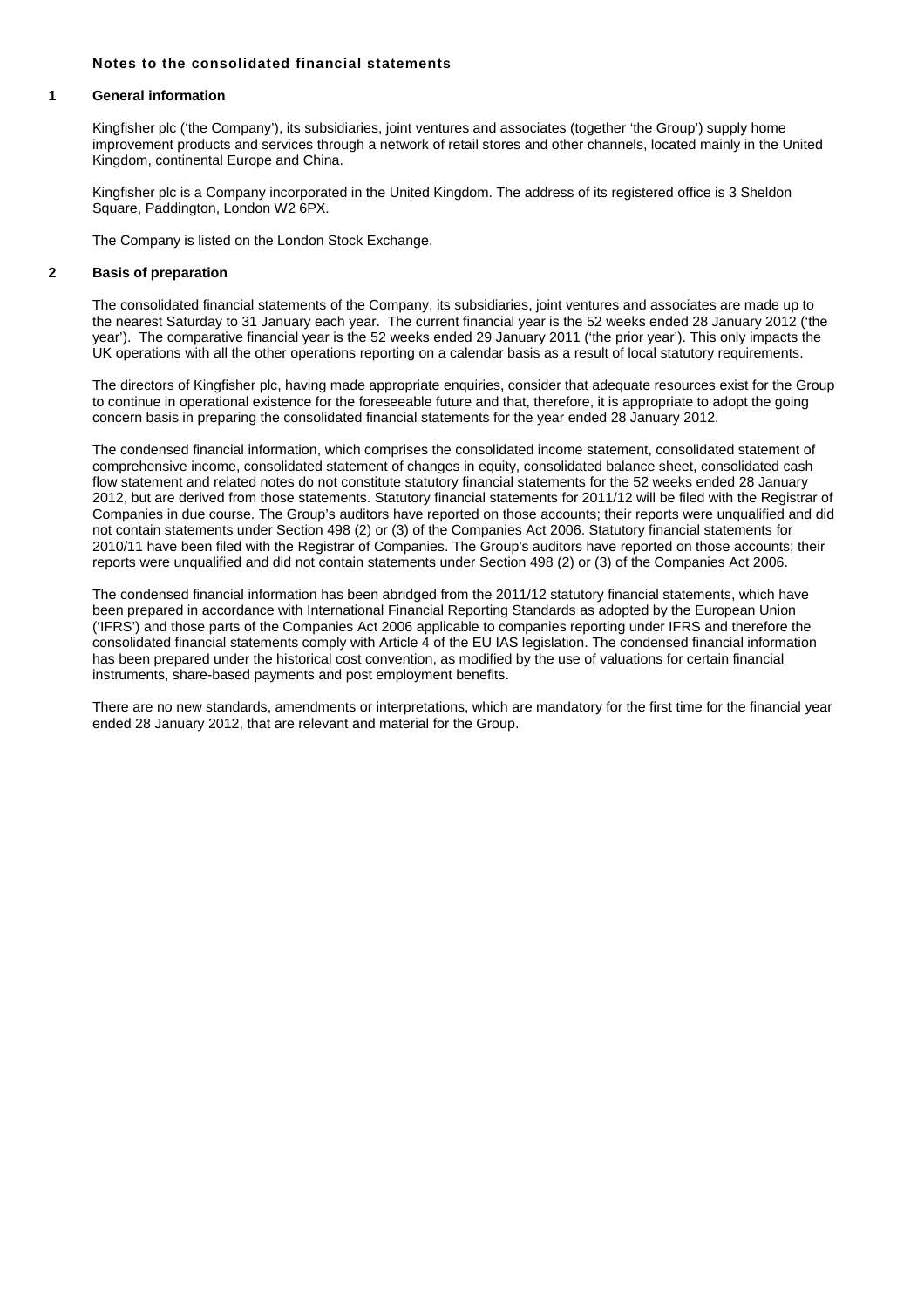**Notes to the consolidated financial statements**

## 1 General information

Kingfisher plc ('the Company'), its subsidiaries, joint ventures and associates (together 'the Group') supply home improvement products and services through a network of retail stores and other channels, located mainly in the United Kingdom, continental Europe and China.

Kingfisher plc is a Company incorporated in the United Kingdom. The address of its registered office is 3 Sheldon Square, Paddington, London W2 6PX.

The Company is listed on the London Stock Exchange.

## 2 Basis of preparation

The consolidated financial statements of the Company, its subsidiaries, joint ventures and associates are made up to the nearest Saturday to 31 January each year. The current financial year is the 52 weeks ended 28 January 2012 ('the year'). The comparative financial year is the 52 weeks ended 29 January 2011 ('the prior year'). This only impacts the UK operations with all the other operations reporting on a calendar basis as a result of local statutory requirements.

The directors of Kingfisher plc, having made appropriate enquiries, consider that adequate resources exist for the Group to continue in operational existence for the foreseeable future and that, therefore, it is appropriate to adopt the going concern basis in preparing the consolidated financial statements for the year ended 28 January 2012.

The condensed financial information, which comprises the consolidated income statement, consolidated statement of comprehensive income, consolidated statement of changes in equity, consolidated balance sheet, consolidated cash flow statement and related notes do not constitute statutory financial statements for the 52 weeks ended 28 January 2012, but are derived from those statements. Statutory financial statements for 2011/12 will be filed with the Registrar of Companies in due course. The Group's auditors have reported on those accounts; their reports were unqualified and did not contain statements under Section 498 (2) or (3) of the Companies Act 2006. Statutory financial statements for 2010/11 have been filed with the Registrar of Companies. The Group's auditors have reported on those accounts; their reports were unqualified and did not contain statements under Section 498 (2) or (3) of the Companies Act 2006.

The condensed financial information has been abridged from the 2011/12 statutory financial statements, which have been prepared in accordance with International Financial Reporting Standards as adopted by the European Union ('IFRS') and those parts of the Companies Act 2006 applicable to companies reporting under IFRS and therefore the consolidated financial statements comply with Article 4 of the EU IAS legislation. The condensed financial information has been prepared under the historical cost convention, as modified by the use of valuations for certain financial instruments, share-based payments and post employment benefits.

There are no new standards, amendments or interpretations, which are mandatory for the first time for the financial year ended 28 January 2012, that are relevant and material for the Group.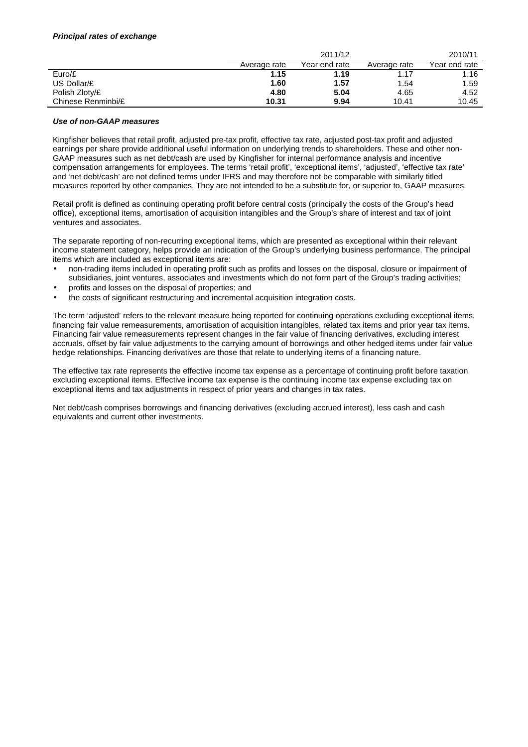***Principal rates of exchange***

| | 2011/12 | | 2010/11 | |
|---|---|---|---|---|
| | Average rate | Year end rate | Average rate | Year end rate |
| Euro/£ | **1.15** | **1.19** | 1.17 | 1.16 |
| US Dollar/£ | **1.60** | **1.57** | 1.54 | 1.59 |
| Polish Zloty/£ | **4.80** | **5.04** | 4.65 | 4.52 |
| Chinese Renminbi/£ | **10.31** | **9.94** | 10.41 | 10.45 |

***Use of non-GAAP measures***

Kingfisher believes that retail profit, adjusted pre-tax profit, effective tax rate, adjusted post-tax profit and adjusted earnings per share provide additional useful information on underlying trends to shareholders. These and other non-GAAP measures such as net debt/cash are used by Kingfisher for internal performance analysis and incentive compensation arrangements for employees. The terms 'retail profit', 'exceptional items', 'adjusted', 'effective tax rate' and 'net debt/cash' are not defined terms under IFRS and may therefore not be comparable with similarly titled measures reported by other companies. They are not intended to be a substitute for, or superior to, GAAP measures.

Retail profit is defined as continuing operating profit before central costs (principally the costs of the Group's head office), exceptional items, amortisation of acquisition intangibles and the Group's share of interest and tax of joint ventures and associates.

The separate reporting of non-recurring exceptional items, which are presented as exceptional within their relevant income statement category, helps provide an indication of the Group's underlying business performance. The principal items which are included as exceptional items are:

- non-trading items included in operating profit such as profits and losses on the disposal, closure or impairment of subsidiaries, joint ventures, associates and investments which do not form part of the Group's trading activities;
- profits and losses on the disposal of properties; and
- the costs of significant restructuring and incremental acquisition integration costs.

The term 'adjusted' refers to the relevant measure being reported for continuing operations excluding exceptional items, financing fair value remeasurements, amortisation of acquisition intangibles, related tax items and prior year tax items. Financing fair value remeasurements represent changes in the fair value of financing derivatives, excluding interest accruals, offset by fair value adjustments to the carrying amount of borrowings and other hedged items under fair value hedge relationships. Financing derivatives are those that relate to underlying items of a financing nature.

The effective tax rate represents the effective income tax expense as a percentage of continuing profit before taxation excluding exceptional items. Effective income tax expense is the continuing income tax expense excluding tax on exceptional items and tax adjustments in respect of prior years and changes in tax rates.

Net debt/cash comprises borrowings and financing derivatives (excluding accrued interest), less cash and cash equivalents and current other investments.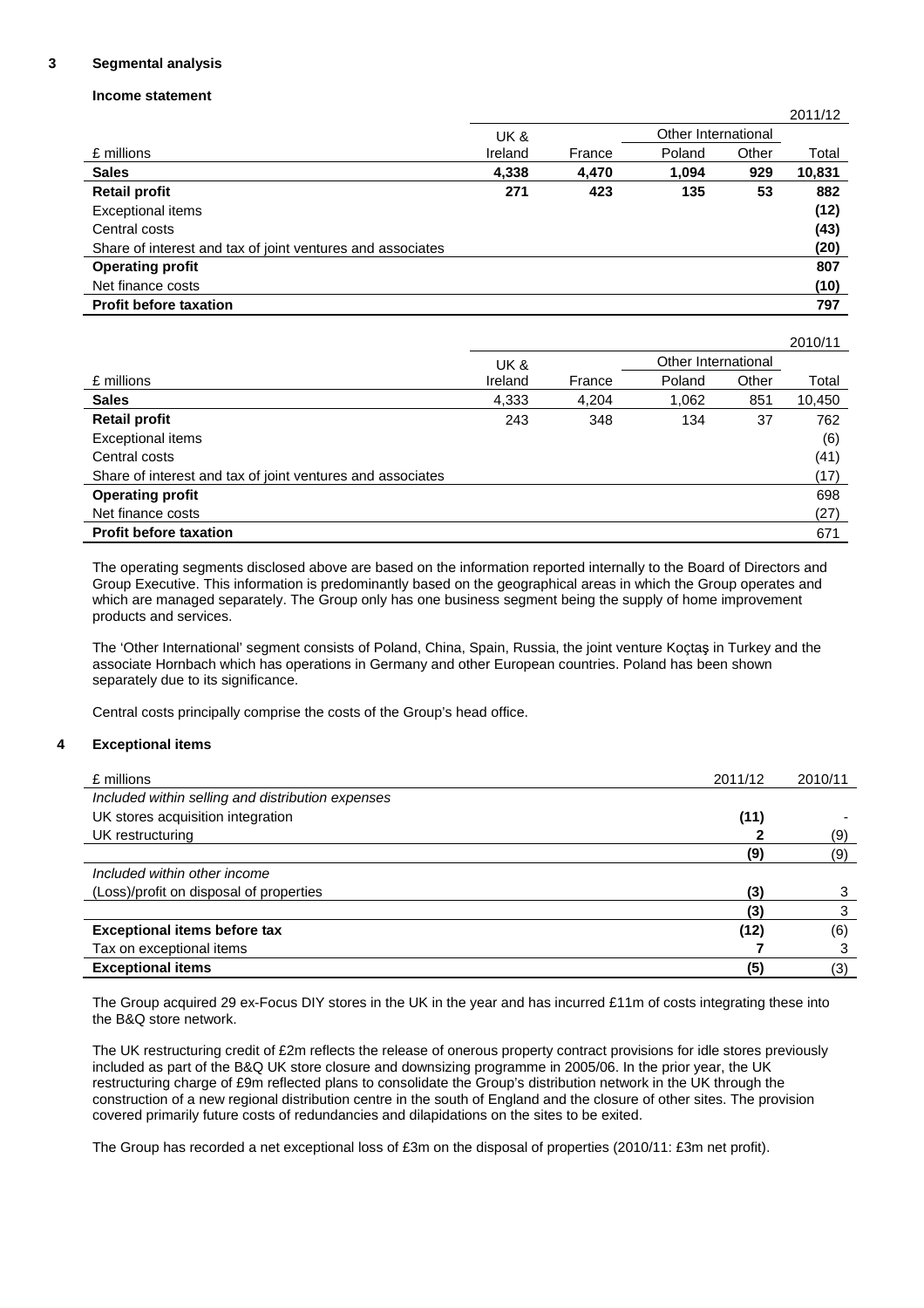## 3 Segmental analysis

### Income statement

| | | | | | 2011/12 |
|---|---|---|---|---|---|
| | UK & | | Other International | | |
| £ millions | Ireland | France | Poland | Other | Total |
| **Sales** | **4,338** | **4,470** | **1,094** | **929** | **10,831** |
| **Retail profit** | **271** | **423** | **135** | **53** | **882** |
| Exceptional items | | | | | **(12)** |
| Central costs | | | | | **(43)** |
| Share of interest and tax of joint ventures and associates | | | | | **(20)** |
| **Operating profit** | | | | | **807** |
| Net finance costs | | | | | **(10)** |
| **Profit before taxation** | | | | | **797** |

| | | | | | 2010/11 |
|---|---|---|---|---|---|
| | UK & | | Other International | | |
| £ millions | Ireland | France | Poland | Other | Total |
| **Sales** | 4,333 | 4,204 | 1,062 | 851 | 10,450 |
| **Retail profit** | 243 | 348 | 134 | 37 | 762 |
| Exceptional items | | | | | (6) |
| Central costs | | | | | (41) |
| Share of interest and tax of joint ventures and associates | | | | | (17) |
| **Operating profit** | | | | | 698 |
| Net finance costs | | | | | (27) |
| **Profit before taxation** | | | | | 671 |

The operating segments disclosed above are based on the information reported internally to the Board of Directors and Group Executive. This information is predominantly based on the geographical areas in which the Group operates and which are managed separately. The Group only has one business segment being the supply of home improvement products and services.

The 'Other International' segment consists of Poland, China, Spain, Russia, the joint venture Koçtaş in Turkey and the associate Hornbach which has operations in Germany and other European countries. Poland has been shown separately due to its significance.

Central costs principally comprise the costs of the Group's head office.

## 4 Exceptional items

| £ millions | 2011/12 | 2010/11 |
|---|---|---|
| *Included within selling and distribution expenses* | | |
| UK stores acquisition integration | **(11)** | - |
| UK restructuring | **2** | (9) |
| | **(9)** | (9) |
| *Included within other income* | | |
| (Loss)/profit on disposal of properties | **(3)** | 3 |
| | **(3)** | 3 |
| **Exceptional items before tax** | **(12)** | (6) |
| Tax on exceptional items | **7** | 3 |
| **Exceptional items** | **(5)** | (3) |

The Group acquired 29 ex-Focus DIY stores in the UK in the year and has incurred £11m of costs integrating these into the B&Q store network.

The UK restructuring credit of £2m reflects the release of onerous property contract provisions for idle stores previously included as part of the B&Q UK store closure and downsizing programme in 2005/06. In the prior year, the UK restructuring charge of £9m reflected plans to consolidate the Group's distribution network in the UK through the construction of a new regional distribution centre in the south of England and the closure of other sites. The provision covered primarily future costs of redundancies and dilapidations on the sites to be exited.

The Group has recorded a net exceptional loss of £3m on the disposal of properties (2010/11: £3m net profit).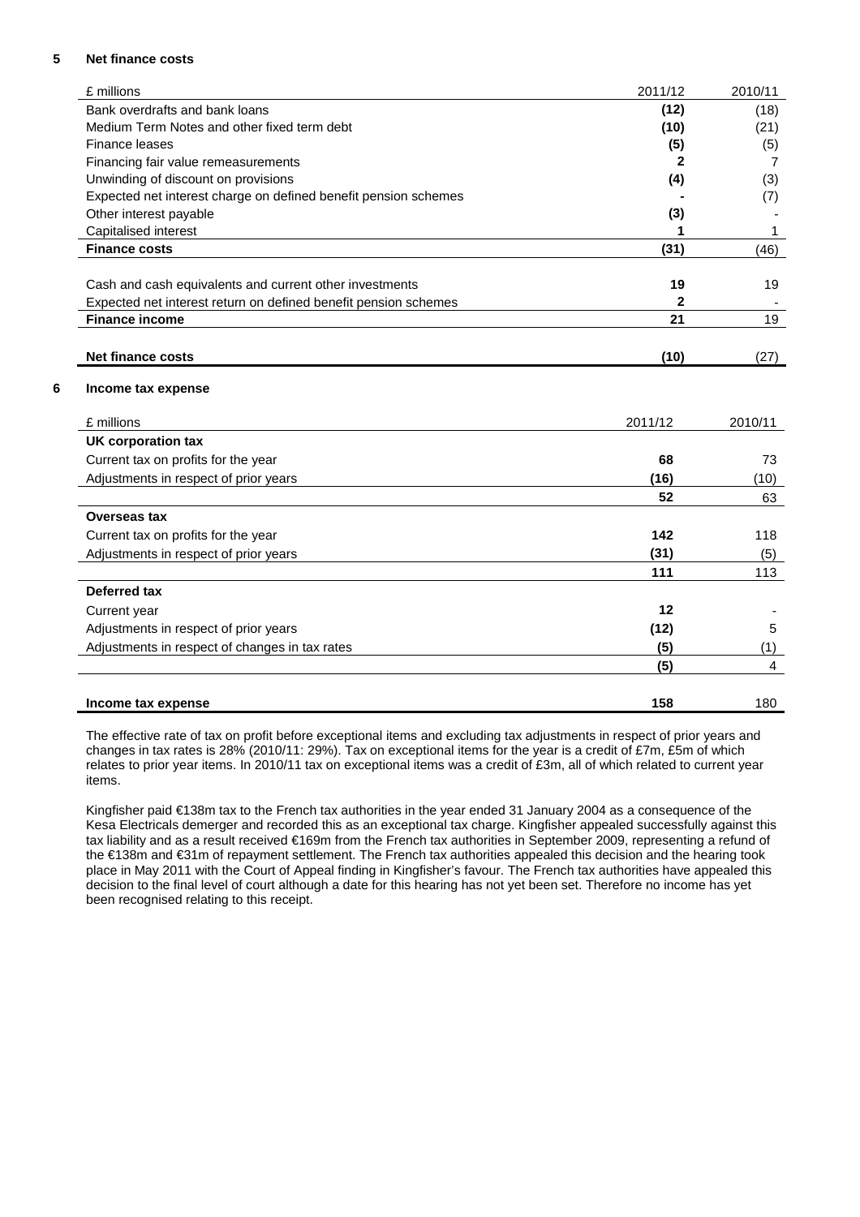## 5 Net finance costs

| £ millions | 2011/12 | 2010/11 |
|---|---|---|
| Bank overdrafts and bank loans | **(12)** | (18) |
| Medium Term Notes and other fixed term debt | **(10)** | (21) |
| Finance leases | **(5)** | (5) |
| Financing fair value remeasurements | **2** | 7 |
| Unwinding of discount on provisions | **(4)** | (3) |
| Expected net interest charge on defined benefit pension schemes | **-** | (7) |
| Other interest payable | **(3)** | - |
| Capitalised interest | **1** | 1 |
| **Finance costs** | **(31)** | (46) |
| | | |
| Cash and cash equivalents and current other investments | **19** | 19 |
| Expected net interest return on defined benefit pension schemes | **2** | - |
| **Finance income** | **21** | 19 |
| | | |
| **Net finance costs** | **(10)** | (27) |

## 6 Income tax expense

| £ millions | 2011/12 | 2010/11 |
|---|---|---|
| **UK corporation tax** | | |
| Current tax on profits for the year | **68** | 73 |
| Adjustments in respect of prior years | **(16)** | (10) |
| | **52** | 63 |
| **Overseas tax** | | |
| Current tax on profits for the year | **142** | 118 |
| Adjustments in respect of prior years | **(31)** | (5) |
| | **111** | 113 |
| **Deferred tax** | | |
| Current year | **12** | - |
| Adjustments in respect of prior years | **(12)** | 5 |
| Adjustments in respect of changes in tax rates | **(5)** | (1) |
| | **(5)** | 4 |
| | | |
| **Income tax expense** | **158** | 180 |

The effective rate of tax on profit before exceptional items and excluding tax adjustments in respect of prior years and changes in tax rates is 28% (2010/11: 29%). Tax on exceptional items for the year is a credit of £7m, £5m of which relates to prior year items. In 2010/11 tax on exceptional items was a credit of £3m, all of which related to current year items.

Kingfisher paid €138m tax to the French tax authorities in the year ended 31 January 2004 as a consequence of the Kesa Electricals demerger and recorded this as an exceptional tax charge. Kingfisher appealed successfully against this tax liability and as a result received €169m from the French tax authorities in September 2009, representing a refund of the €138m and €31m of repayment settlement. The French tax authorities appealed this decision and the hearing took place in May 2011 with the Court of Appeal finding in Kingfisher's favour. The French tax authorities have appealed this decision to the final level of court although a date for this hearing has not yet been set. Therefore no income has yet been recognised relating to this receipt.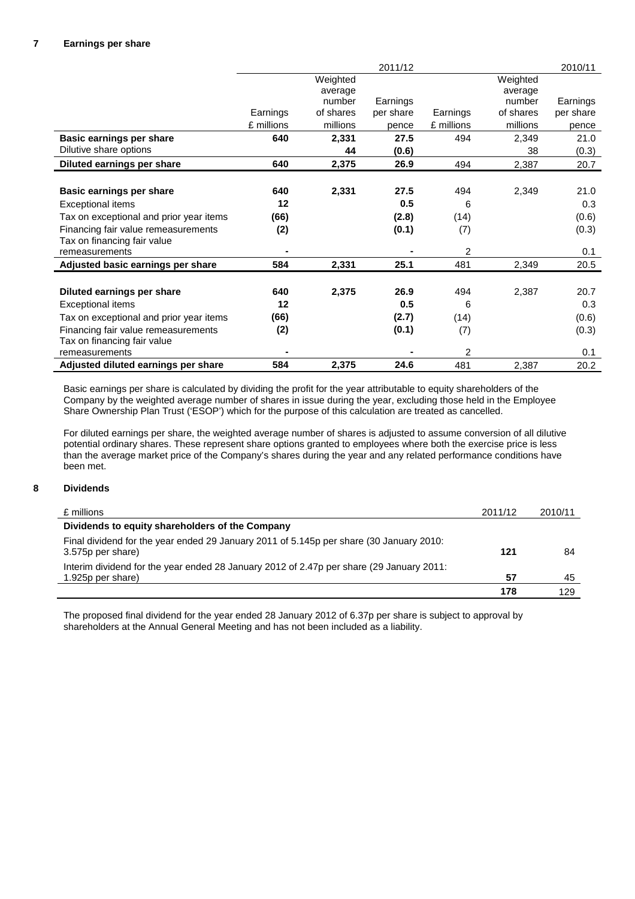## 7 Earnings per share

| | 2011/12 | | | 2010/11 | | |
|---|---|---|---|---|---|---|
| | Earnings £ millions | Weighted average number of shares millions | Earnings per share pence | Earnings £ millions | Weighted average number of shares millions | Earnings per share pence |
| **Basic earnings per share** | **640** | **2,331** | **27.5** | 494 | 2,349 | 21.0 |
| Dilutive share options | | **44** | **(0.6)** | | 38 | (0.3) |
| **Diluted earnings per share** | **640** | **2,375** | **26.9** | 494 | 2,387 | 20.7 |
| | | | | | | |
| **Basic earnings per share** | **640** | **2,331** | **27.5** | 494 | 2,349 | 21.0 |
| Exceptional items | **12** | | **0.5** | 6 | | 0.3 |
| Tax on exceptional and prior year items | **(66)** | | **(2.8)** | (14) | | (0.6) |
| Financing fair value remeasurements | **(2)** | | **(0.1)** | (7) | | (0.3) |
| Tax on financing fair value remeasurements | **-** | | **-** | 2 | | 0.1 |
| **Adjusted basic earnings per share** | **584** | **2,331** | **25.1** | 481 | 2,349 | 20.5 |
| | | | | | | |
| **Diluted earnings per share** | **640** | **2,375** | **26.9** | 494 | 2,387 | 20.7 |
| Exceptional items | **12** | | **0.5** | 6 | | 0.3 |
| Tax on exceptional and prior year items | **(66)** | | **(2.7)** | (14) | | (0.6) |
| Financing fair value remeasurements | **(2)** | | **(0.1)** | (7) | | (0.3) |
| Tax on financing fair value remeasurements | **-** | | **-** | 2 | | 0.1 |
| **Adjusted diluted earnings per share** | **584** | **2,375** | **24.6** | 481 | 2,387 | 20.2 |

Basic earnings per share is calculated by dividing the profit for the year attributable to equity shareholders of the Company by the weighted average number of shares in issue during the year, excluding those held in the Employee Share Ownership Plan Trust ('ESOP') which for the purpose of this calculation are treated as cancelled.

For diluted earnings per share, the weighted average number of shares is adjusted to assume conversion of all dilutive potential ordinary shares. These represent share options granted to employees where both the exercise price is less than the average market price of the Company's shares during the year and any related performance conditions have been met.

## 8 Dividends

| £ millions | 2011/12 | 2010/11 |
|---|---|---|
| **Dividends to equity shareholders of the Company** | | |
| Final dividend for the year ended 29 January 2011 of 5.145p per share (30 January 2010: 3.575p per share) | **121** | 84 |
| Interim dividend for the year ended 28 January 2012 of 2.47p per share (29 January 2011: 1.925p per share) | **57** | 45 |
| | **178** | 129 |

The proposed final dividend for the year ended 28 January 2012 of 6.37p per share is subject to approval by shareholders at the Annual General Meeting and has not been included as a liability.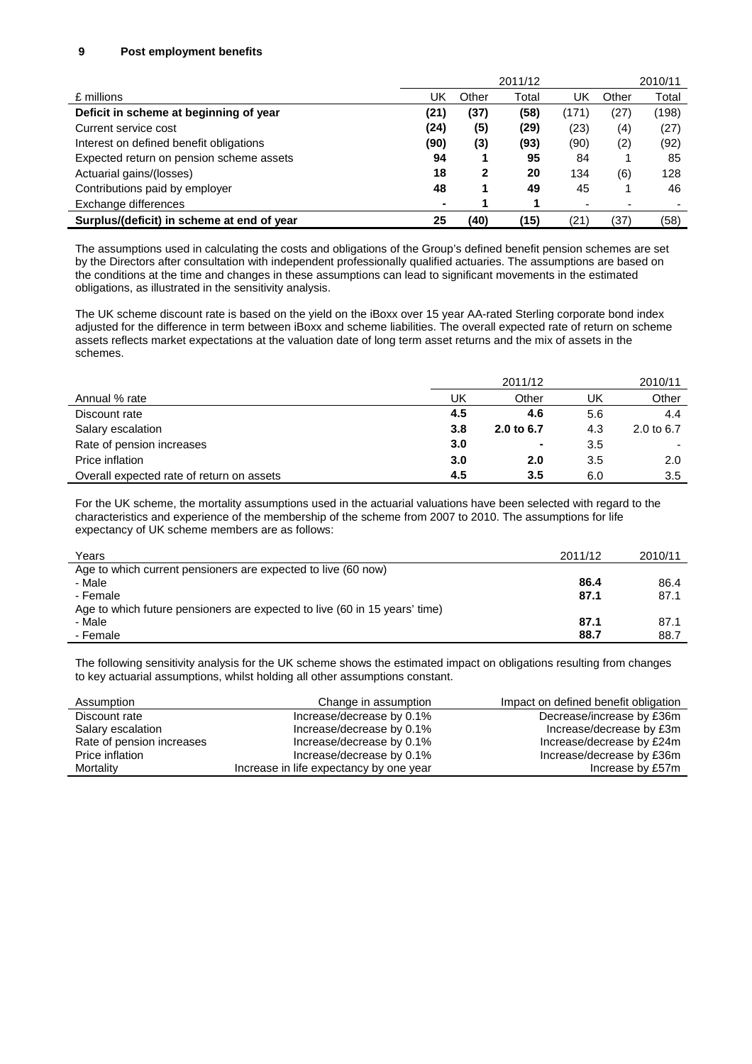## 9 Post employment benefits

| £ millions | 2011/12 | | | 2010/11 | | |
|---|---|---|---|---|---|---|
| | UK | Other | Total | UK | Other | Total |
| **Deficit in scheme at beginning of year** | **(21)** | **(37)** | **(58)** | (171) | (27) | (198) |
| Current service cost | **(24)** | **(5)** | **(29)** | (23) | (4) | (27) |
| Interest on defined benefit obligations | **(90)** | **(3)** | **(93)** | (90) | (2) | (92) |
| Expected return on pension scheme assets | **94** | **1** | **95** | 84 | 1 | 85 |
| Actuarial gains/(losses) | **18** | **2** | **20** | 134 | (6) | 128 |
| Contributions paid by employer | **48** | **1** | **49** | 45 | 1 | 46 |
| Exchange differences | **-** | **1** | **1** | - | - | - |
| **Surplus/(deficit) in scheme at end of year** | **25** | **(40)** | **(15)** | (21) | (37) | (58) |

The assumptions used in calculating the costs and obligations of the Group's defined benefit pension schemes are set by the Directors after consultation with independent professionally qualified actuaries. The assumptions are based on the conditions at the time and changes in these assumptions can lead to significant movements in the estimated obligations, as illustrated in the sensitivity analysis.

The UK scheme discount rate is based on the yield on the iBoxx over 15 year AA-rated Sterling corporate bond index adjusted for the difference in term between iBoxx and scheme liabilities. The overall expected rate of return on scheme assets reflects market expectations at the valuation date of long term asset returns and the mix of assets in the schemes.

| Annual % rate | 2011/12 | | 2010/11 | |
|---|---|---|---|---|
| | UK | Other | UK | Other |
| Discount rate | **4.5** | **4.6** | 5.6 | 4.4 |
| Salary escalation | **3.8** | **2.0 to 6.7** | 4.3 | 2.0 to 6.7 |
| Rate of pension increases | **3.0** | **-** | 3.5 | - |
| Price inflation | **3.0** | **2.0** | 3.5 | 2.0 |
| Overall expected rate of return on assets | **4.5** | **3.5** | 6.0 | 3.5 |

For the UK scheme, the mortality assumptions used in the actuarial valuations have been selected with regard to the characteristics and experience of the membership of the scheme from 2007 to 2010. The assumptions for life expectancy of UK scheme members are as follows:

| Years | 2011/12 | 2010/11 |
|---|---|---|
| Age to which current pensioners are expected to live (60 now) | | |
| - Male | **86.4** | 86.4 |
| - Female | **87.1** | 87.1 |
| Age to which future pensioners are expected to live (60 in 15 years' time) | | |
| - Male | **87.1** | 87.1 |
| - Female | **88.7** | 88.7 |

The following sensitivity analysis for the UK scheme shows the estimated impact on obligations resulting from changes to key actuarial assumptions, whilst holding all other assumptions constant.

| Assumption | Change in assumption | Impact on defined benefit obligation |
|---|---|---|
| Discount rate | Increase/decrease by 0.1% | Decrease/increase by £36m |
| Salary escalation | Increase/decrease by 0.1% | Increase/decrease by £3m |
| Rate of pension increases | Increase/decrease by 0.1% | Increase/decrease by £24m |
| Price inflation | Increase/decrease by 0.1% | Increase/decrease by £36m |
| Mortality | Increase in life expectancy by one year | Increase by £57m |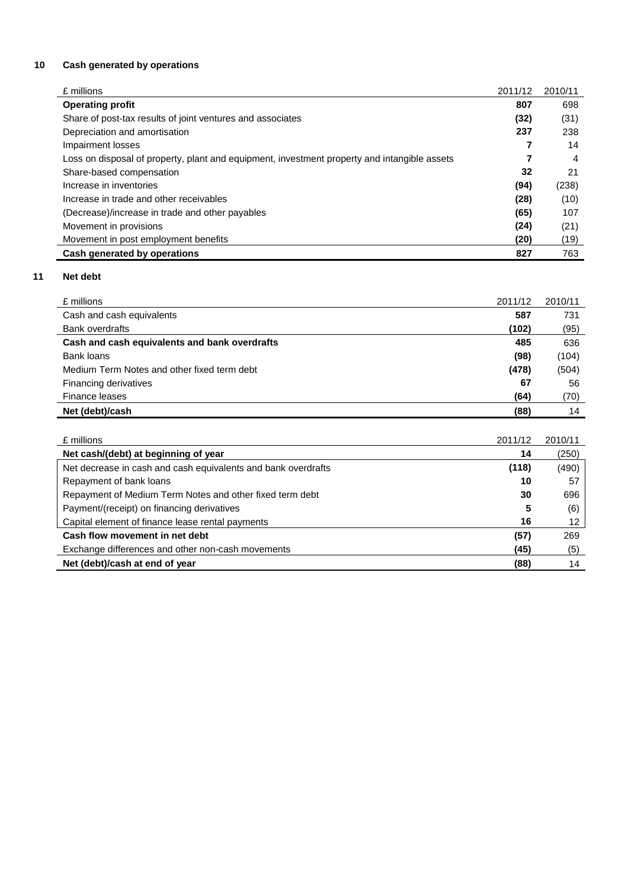## 10 Cash generated by operations

| £ millions | 2011/12 | 2010/11 |
|---|---|---|
| **Operating profit** | **807** | 698 |
| Share of post-tax results of joint ventures and associates | **(32)** | (31) |
| Depreciation and amortisation | **237** | 238 |
| Impairment losses | **7** | 14 |
| Loss on disposal of property, plant and equipment, investment property and intangible assets | **7** | 4 |
| Share-based compensation | **32** | 21 |
| Increase in inventories | **(94)** | (238) |
| Increase in trade and other receivables | **(28)** | (10) |
| (Decrease)/increase in trade and other payables | **(65)** | 107 |
| Movement in provisions | **(24)** | (21) |
| Movement in post employment benefits | **(20)** | (19) |
| **Cash generated by operations** | **827** | 763 |

## 11 Net debt

| £ millions | 2011/12 | 2010/11 |
|---|---|---|
| Cash and cash equivalents | **587** | 731 |
| Bank overdrafts | **(102)** | (95) |
| **Cash and cash equivalents and bank overdrafts** | **485** | 636 |
| Bank loans | **(98)** | (104) |
| Medium Term Notes and other fixed term debt | **(478)** | (504) |
| Financing derivatives | **67** | 56 |
| Finance leases | **(64)** | (70) |
| **Net (debt)/cash** | **(88)** | 14 |

| £ millions | 2011/12 | 2010/11 |
|---|---|---|
| **Net cash/(debt) at beginning of year** | **14** | (250) |
| Net decrease in cash and cash equivalents and bank overdrafts | **(118)** | (490) |
| Repayment of bank loans | **10** | 57 |
| Repayment of Medium Term Notes and other fixed term debt | **30** | 696 |
| Payment/(receipt) on financing derivatives | **5** | (6) |
| Capital element of finance lease rental payments | **16** | 12 |
| **Cash flow movement in net debt** | **(57)** | 269 |
| Exchange differences and other non-cash movements | **(45)** | (5) |
| **Net (debt)/cash at end of year** | **(88)** | 14 |